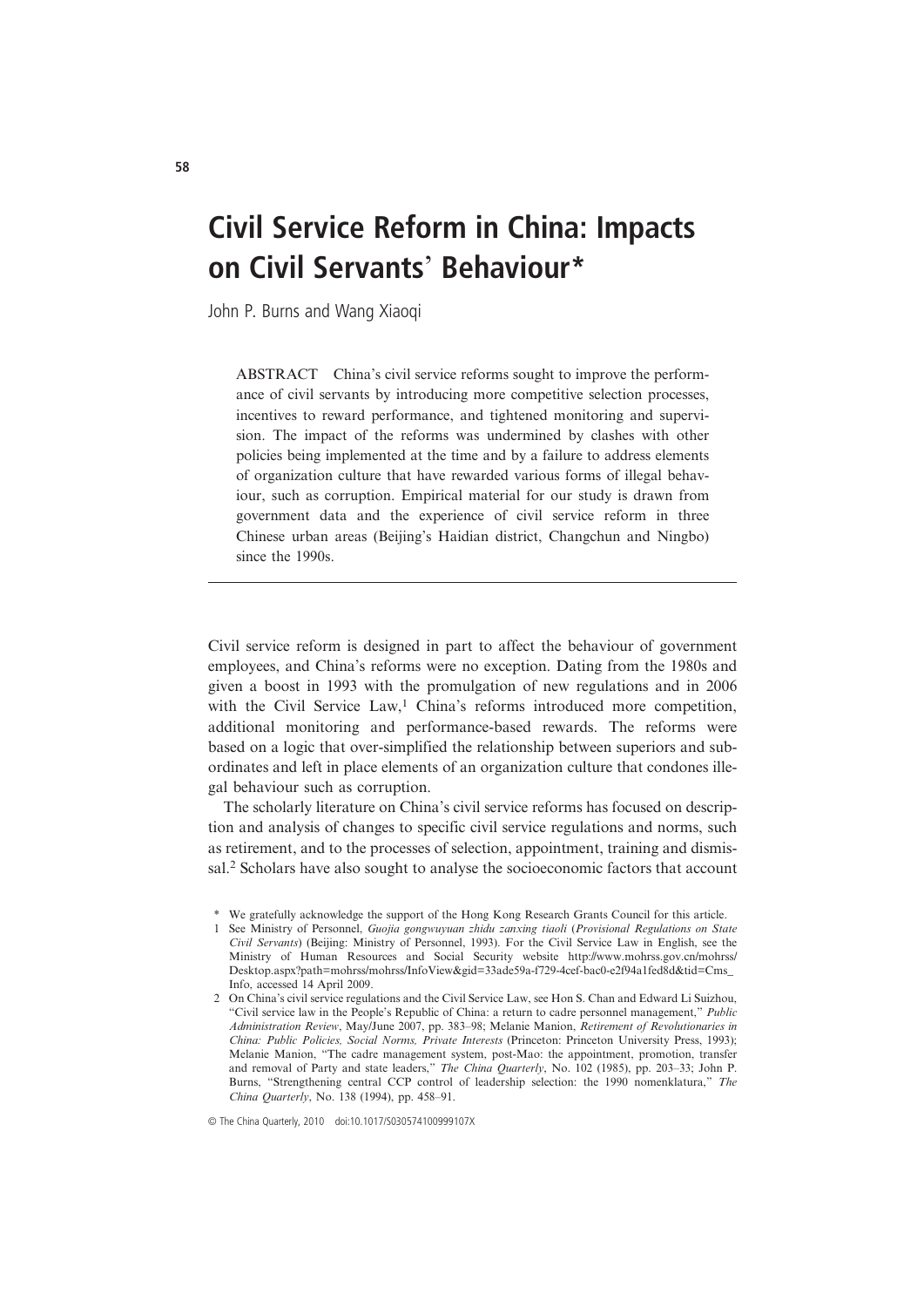# Civil Service Reform in China: Impacts on Civil Servants' Behaviour*

John P. Burns and Wang Xiaoqi

ABSTRACT China's civil service reforms sought to improve the performance of civil servants by introducing more competitive selection processes, incentives to reward performance, and tightened monitoring and supervision. The impact of the reforms was undermined by clashes with other policies being implemented at the time and by a failure to address elements of organization culture that have rewarded various forms of illegal behaviour, such as corruption. Empirical material for our study is drawn from government data and the experience of civil service reform in three Chinese urban areas (Beijing's Haidian district, Changchun and Ningbo) since the 1990s.

---

Civil service reform is designed in part to affect the behaviour of government employees, and China's reforms were no exception. Dating from the 1980s and given a boost in 1993 with the promulgation of new regulations and in 2006 with the Civil Service Law,[1] China's reforms introduced more competition, additional monitoring and performance-based rewards. The reforms were based on a logic that over-simplified the relationship between superiors and subordinates and left in place elements of an organization culture that condones illegal behaviour such as corruption.

The scholarly literature on China's civil service reforms has focused on description and analysis of changes to specific civil service regulations and norms, such as retirement, and to the processes of selection, appointment, training and dismissal.[2] Scholars have also sought to analyse the socioeconomic factors that account

\* We gratefully acknowledge the support of the Hong Kong Research Grants Council for this article.

1 See Ministry of Personnel, *Guojia gongwuyuan zhidu zanxing tiaoli* (*Provisional Regulations on State Civil Servants*) (Beijing: Ministry of Personnel, 1993). For the Civil Service Law in English, see the Ministry of Human Resources and Social Security website http://www.mohrss.gov.cn/mohrss/Desktop.aspx?path=mohrss/mohrss/InfoView&gid=33ade59a-f729-4cef-bac0-e2f94a1fed8d&tid=Cms_Info, accessed 14 April 2009.

2 On China's civil service regulations and the Civil Service Law, see Hon S. Chan and Edward Li Suizhou, "Civil service law in the People's Republic of China: a return to cadre personnel management," *Public Administration Review*, May/June 2007, pp. 383–98; Melanie Manion, *Retirement of Revolutionaries in China: Public Policies, Social Norms, Private Interests* (Princeton: Princeton University Press, 1993); Melanie Manion, "The cadre management system, post-Mao: the appointment, promotion, transfer and removal of Party and state leaders," *The China Quarterly*, No. 102 (1985), pp. 203–33; John P. Burns, "Strengthening central CCP control of leadership selection: the 1990 nomenklatura," *The China Quarterly*, No. 138 (1994), pp. 458–91.

© The China Quarterly, 2010 doi:10.1017/S030574100999107X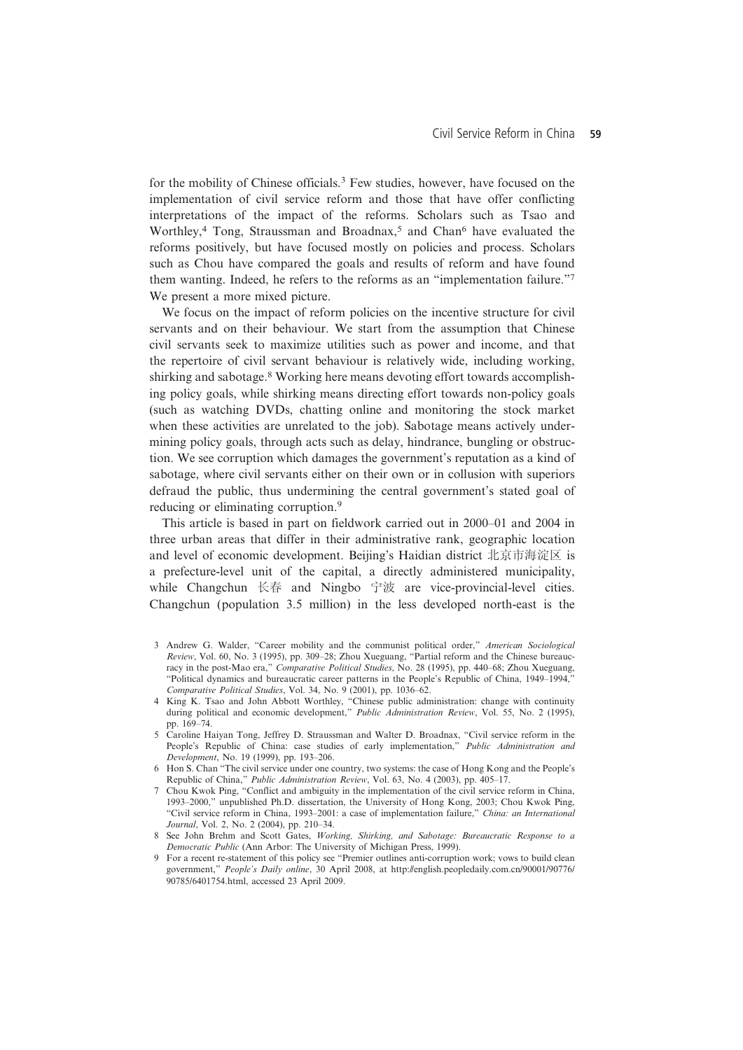for the mobility of Chinese officials.[3] Few studies, however, have focused on the implementation of civil service reform and those that have offer conflicting interpretations of the impact of the reforms. Scholars such as Tsao and Worthley,[4] Tong, Straussman and Broadnax,[5] and Chan[6] have evaluated the reforms positively, but have focused mostly on policies and process. Scholars such as Chou have compared the goals and results of reform and have found them wanting. Indeed, he refers to the reforms as an "implementation failure."[7] We present a more mixed picture.

We focus on the impact of reform policies on the incentive structure for civil servants and on their behaviour. We start from the assumption that Chinese civil servants seek to maximize utilities such as power and income, and that the repertoire of civil servant behaviour is relatively wide, including working, shirking and sabotage.[8] Working here means devoting effort towards accomplishing policy goals, while shirking means directing effort towards non-policy goals (such as watching DVDs, chatting online and monitoring the stock market when these activities are unrelated to the job). Sabotage means actively undermining policy goals, through acts such as delay, hindrance, bungling or obstruction. We see corruption which damages the government's reputation as a kind of sabotage, where civil servants either on their own or in collusion with superiors defraud the public, thus undermining the central government's stated goal of reducing or eliminating corruption.[9]

This article is based in part on fieldwork carried out in 2000–01 and 2004 in three urban areas that differ in their administrative rank, geographic location and level of economic development. Beijing's Haidian district 北京市海淀区 is a prefecture-level unit of the capital, a directly administered municipality, while Changchun 长春 and Ningbo 宁波 are vice-provincial-level cities. Changchun (population 3.5 million) in the less developed north-east is the

3 Andrew G. Walder, "Career mobility and the communist political order," *American Sociological Review*, Vol. 60, No. 3 (1995), pp. 309–28; Zhou Xueguang, "Partial reform and the Chinese bureaucracy in the post-Mao era," *Comparative Political Studies*, No. 28 (1995), pp. 440–68; Zhou Xueguang, "Political dynamics and bureaucratic career patterns in the People's Republic of China, 1949–1994," *Comparative Political Studies*, Vol. 34, No. 9 (2001), pp. 1036–62.

4 King K. Tsao and John Abbott Worthley, "Chinese public administration: change with continuity during political and economic development," *Public Administration Review*, Vol. 55, No. 2 (1995), pp. 169–74.

5 Caroline Haiyan Tong, Jeffrey D. Straussman and Walter D. Broadnax, "Civil service reform in the People's Republic of China: case studies of early implementation," *Public Administration and Development*, No. 19 (1999), pp. 193–206.

6 Hon S. Chan "The civil service under one country, two systems: the case of Hong Kong and the People's Republic of China," *Public Administration Review*, Vol. 63, No. 4 (2003), pp. 405–17.

7 Chou Kwok Ping, "Conflict and ambiguity in the implementation of the civil service reform in China, 1993–2000," unpublished Ph.D. dissertation, the University of Hong Kong, 2003; Chou Kwok Ping, "Civil service reform in China, 1993–2001: a case of implementation failure," *China: an International Journal*, Vol. 2, No. 2 (2004), pp. 210–34.

8 See John Brehm and Scott Gates, *Working, Shirking, and Sabotage: Bureaucratic Response to a Democratic Public* (Ann Arbor: The University of Michigan Press, 1999).

9 For a recent re-statement of this policy see "Premier outlines anti-corruption work; vows to build clean government," *People's Daily online*, 30 April 2008, at http://english.peopledaily.com.cn/90001/90776/90785/6401754.html, accessed 23 April 2009.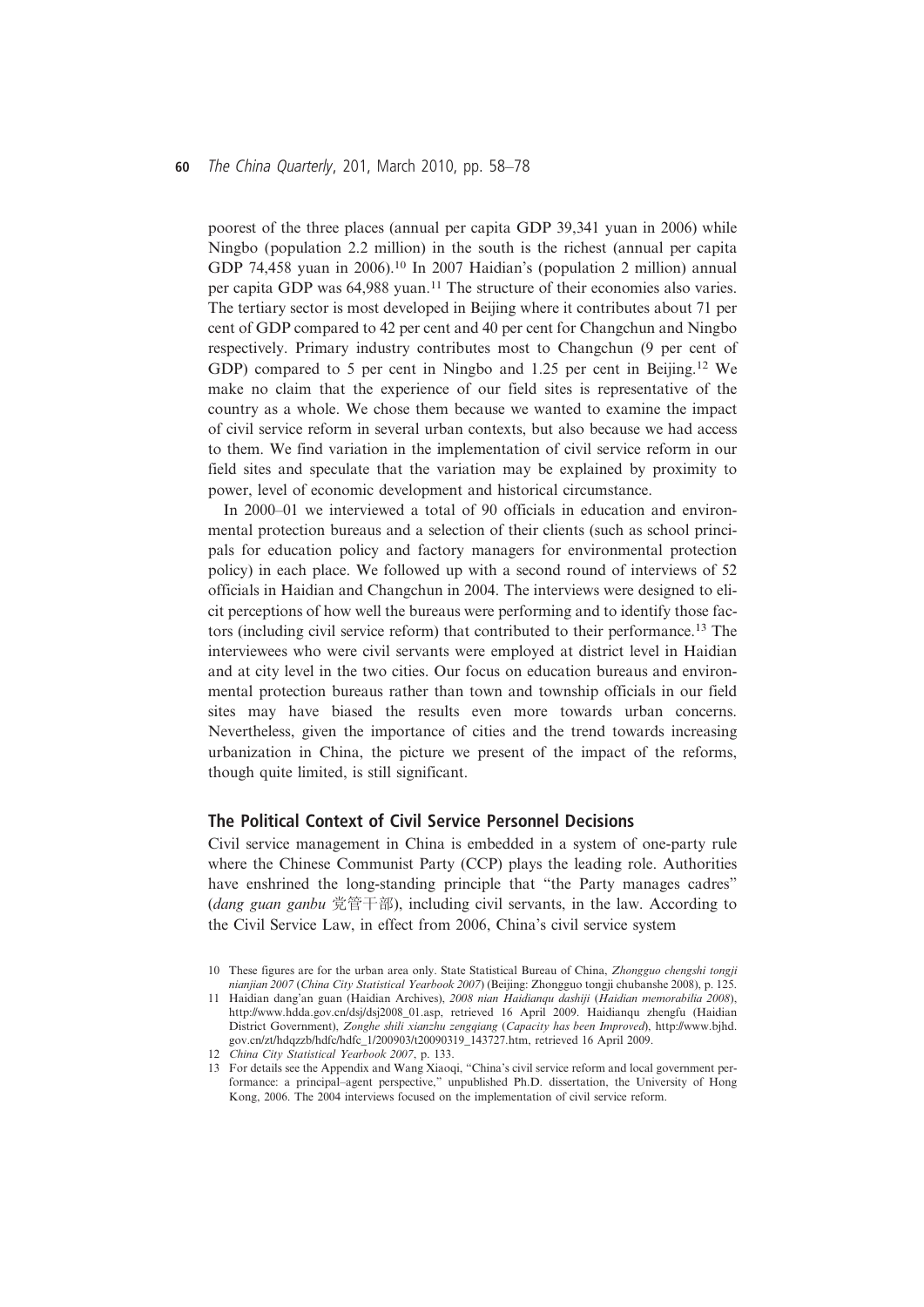poorest of the three places (annual per capita GDP 39,341 yuan in 2006) while Ningbo (population 2.2 million) in the south is the richest (annual per capita GDP 74,458 yuan in 2006).[10] In 2007 Haidian's (population 2 million) annual per capita GDP was 64,988 yuan.[11] The structure of their economies also varies. The tertiary sector is most developed in Beijing where it contributes about 71 per cent of GDP compared to 42 per cent and 40 per cent for Changchun and Ningbo respectively. Primary industry contributes most to Changchun (9 per cent of GDP) compared to 5 per cent in Ningbo and 1.25 per cent in Beijing.[12] We make no claim that the experience of our field sites is representative of the country as a whole. We chose them because we wanted to examine the impact of civil service reform in several urban contexts, but also because we had access to them. We find variation in the implementation of civil service reform in our field sites and speculate that the variation may be explained by proximity to power, level of economic development and historical circumstance.

In 2000–01 we interviewed a total of 90 officials in education and environmental protection bureaus and a selection of their clients (such as school principals for education policy and factory managers for environmental protection policy) in each place. We followed up with a second round of interviews of 52 officials in Haidian and Changchun in 2004. The interviews were designed to elicit perceptions of how well the bureaus were performing and to identify those factors (including civil service reform) that contributed to their performance.[13] The interviewees who were civil servants were employed at district level in Haidian and at city level in the two cities. Our focus on education bureaus and environmental protection bureaus rather than town and township officials in our field sites may have biased the results even more towards urban concerns. Nevertheless, given the importance of cities and the trend towards increasing urbanization in China, the picture we present of the impact of the reforms, though quite limited, is still significant.

## The Political Context of Civil Service Personnel Decisions

Civil service management in China is embedded in a system of one-party rule where the Chinese Communist Party (CCP) plays the leading role. Authorities have enshrined the long-standing principle that "the Party manages cadres" (*dang guan ganbu* 党管干部), including civil servants, in the law. According to the Civil Service Law, in effect from 2006, China's civil service system

10 These figures are for the urban area only. State Statistical Bureau of China, *Zhongguo chengshi tongji nianjian 2007* (*China City Statistical Yearbook 2007*) (Beijing: Zhongguo tongji chubanshe 2008), p. 125.

11 Haidian dang'an guan (Haidian Archives), *2008 nian Haidianqu dashiji* (*Haidian memorabilia 2008*), http://www.hdda.gov.cn/dsj/dsj2008_01.asp, retrieved 16 April 2009. Haidianqu zhengfu (Haidian District Government), *Zonghe shili xianzhu zengqiang* (*Capacity has been Improved*), http://www.bjhd.gov.cn/zt/hdqzzb/hdfc/hdfc_1/200903/t20090319_143727.htm, retrieved 16 April 2009.

12 *China City Statistical Yearbook 2007*, p. 133.

13 For details see the Appendix and Wang Xiaoqi, "China's civil service reform and local government performance: a principal–agent perspective," unpublished Ph.D. dissertation, the University of Hong Kong, 2006. The 2004 interviews focused on the implementation of civil service reform.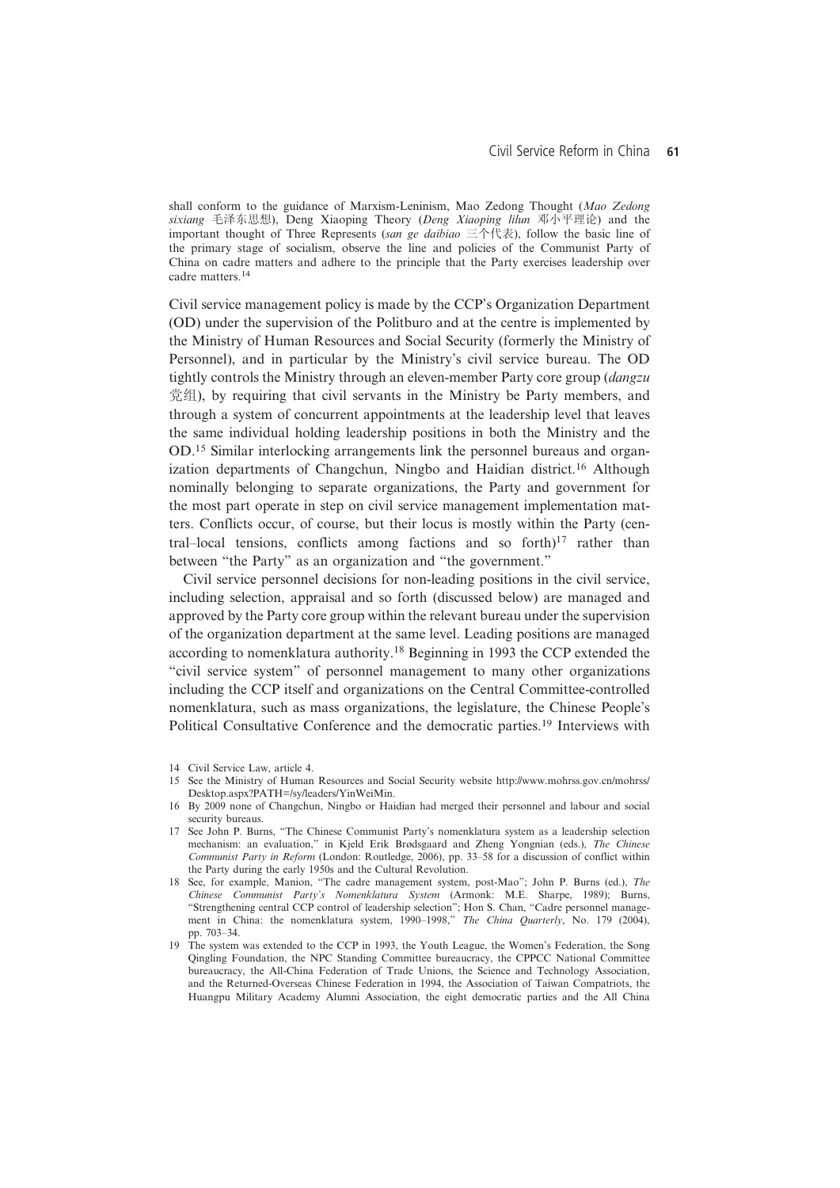shall conform to the guidance of Marxism-Leninism, Mao Zedong Thought (*Mao Zedong sixiang* 毛泽东思想), Deng Xiaoping Theory (*Deng Xiaoping lilun* 邓小平理论) and the important thought of Three Represents (*san ge daibiao* 三个代表), follow the basic line of the primary stage of socialism, observe the line and policies of the Communist Party of China on cadre matters and adhere to the principle that the Party exercises leadership over cadre matters.[14]

Civil service management policy is made by the CCP's Organization Department (OD) under the supervision of the Politburo and at the centre is implemented by the Ministry of Human Resources and Social Security (formerly the Ministry of Personnel), and in particular by the Ministry's civil service bureau. The OD tightly controls the Ministry through an eleven-member Party core group (*dangzu* 党组), by requiring that civil servants in the Ministry be Party members, and through a system of concurrent appointments at the leadership level that leaves the same individual holding leadership positions in both the Ministry and the OD.[15] Similar interlocking arrangements link the personnel bureaus and organization departments of Changchun, Ningbo and Haidian district.[16] Although nominally belonging to separate organizations, the Party and government for the most part operate in step on civil service management implementation matters. Conflicts occur, of course, but their locus is mostly within the Party (central–local tensions, conflicts among factions and so forth)[17] rather than between "the Party" as an organization and "the government."

Civil service personnel decisions for non-leading positions in the civil service, including selection, appraisal and so forth (discussed below) are managed and approved by the Party core group within the relevant bureau under the supervision of the organization department at the same level. Leading positions are managed according to nomenklatura authority.[18] Beginning in 1993 the CCP extended the "civil service system" of personnel management to many other organizations including the CCP itself and organizations on the Central Committee-controlled nomenklatura, such as mass organizations, the legislature, the Chinese People's Political Consultative Conference and the democratic parties.[19] Interviews with

14 Civil Service Law, article 4.

15 See the Ministry of Human Resources and Social Security website http://www.mohrss.gov.cn/mohrss/Desktop.aspx?PATH=/sy/leaders/YinWeiMin.

16 By 2009 none of Changchun, Ningbo or Haidian had merged their personnel and labour and social security bureaus.

17 See John P. Burns, "The Chinese Communist Party's nomenklatura system as a leadership selection mechanism: an evaluation," in Kjeld Erik Brødsgaard and Zheng Yongnian (eds.), *The Chinese Communist Party in Reform* (London: Routledge, 2006), pp. 33–58 for a discussion of conflict within the Party during the early 1950s and the Cultural Revolution.

18 See, for example, Manion, "The cadre management system, post-Mao"; John P. Burns (ed.), *The Chinese Communist Party's Nomenklatura System* (Armonk: M.E. Sharpe, 1989); Burns, "Strengthening central CCP control of leadership selection"; Hon S. Chan, "Cadre personnel management in China: the nomenklatura system, 1990–1998," *The China Quarterly*, No. 179 (2004), pp. 703–34.

19 The system was extended to the CCP in 1993, the Youth League, the Women's Federation, the Song Qingling Foundation, the NPC Standing Committee bureaucracy, the CPPCC National Committee bureaucracy, the All-China Federation of Trade Unions, the Science and Technology Association, and the Returned-Overseas Chinese Federation in 1994, the Association of Taiwan Compatriots, the Huangpu Military Academy Alumni Association, the eight democratic parties and the All China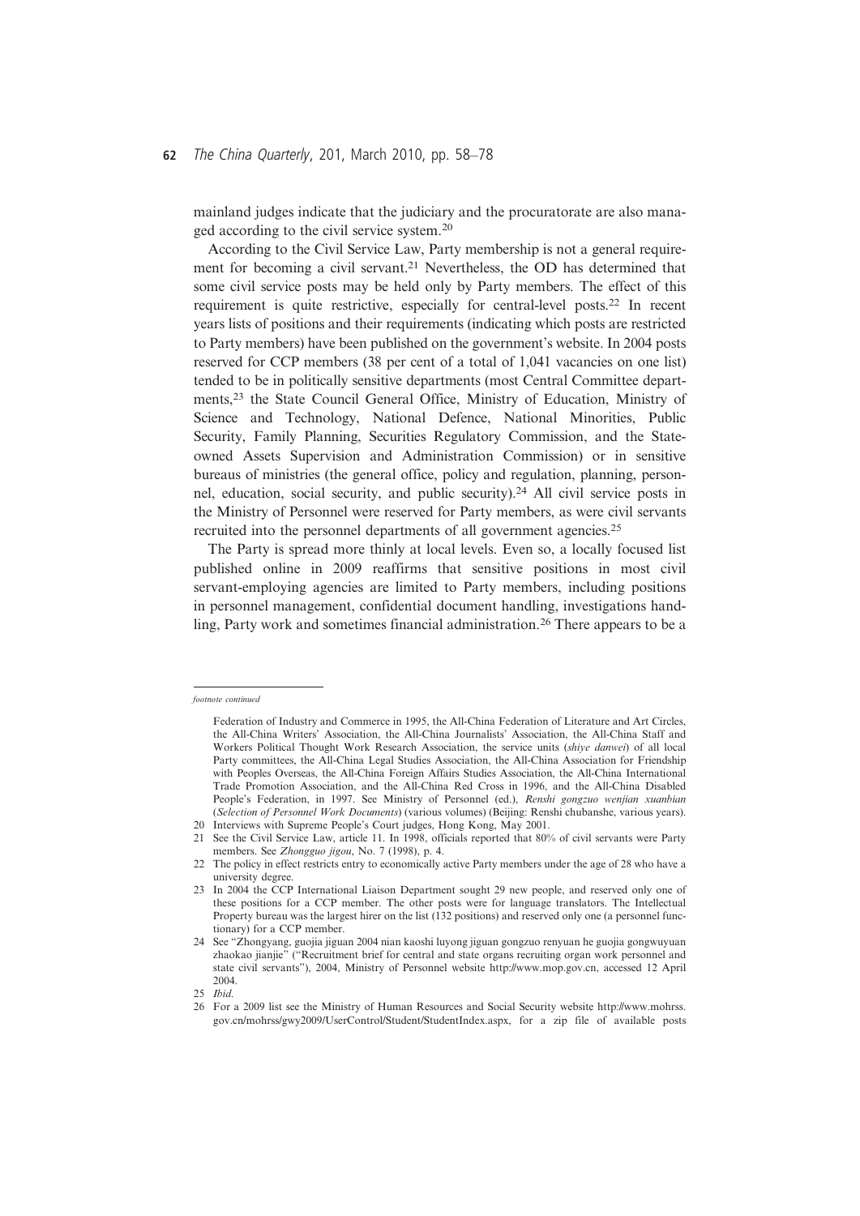mainland judges indicate that the judiciary and the procuratorate are also managed according to the civil service system.[20]

According to the Civil Service Law, Party membership is not a general requirement for becoming a civil servant.[21] Nevertheless, the OD has determined that some civil service posts may be held only by Party members. The effect of this requirement is quite restrictive, especially for central-level posts.[22] In recent years lists of positions and their requirements (indicating which posts are restricted to Party members) have been published on the government's website. In 2004 posts reserved for CCP members (38 per cent of a total of 1,041 vacancies on one list) tended to be in politically sensitive departments (most Central Committee departments,[23] the State Council General Office, Ministry of Education, Ministry of Science and Technology, National Defence, National Minorities, Public Security, Family Planning, Securities Regulatory Commission, and the State-owned Assets Supervision and Administration Commission) or in sensitive bureaus of ministries (the general office, policy and regulation, planning, personnel, education, social security, and public security).[24] All civil service posts in the Ministry of Personnel were reserved for Party members, as were civil servants recruited into the personnel departments of all government agencies.[25]

The Party is spread more thinly at local levels. Even so, a locally focused list published online in 2009 reaffirms that sensitive positions in most civil servant-employing agencies are limited to Party members, including positions in personnel management, confidential document handling, investigations handling, Party work and sometimes financial administration.[26] There appears to be a

---

*footnote continued*

Federation of Industry and Commerce in 1995, the All-China Federation of Literature and Art Circles, the All-China Writers' Association, the All-China Journalists' Association, the All-China Staff and Workers Political Thought Work Research Association, the service units (*shiye danwei*) of all local Party committees, the All-China Legal Studies Association, the All-China Association for Friendship with Peoples Overseas, the All-China Foreign Affairs Studies Association, the All-China International Trade Promotion Association, and the All-China Red Cross in 1996, and the All-China Disabled People's Federation, in 1997. See Ministry of Personnel (ed.), *Renshi gongzuo wenjian xuanbian* (*Selection of Personnel Work Documents*) (various volumes) (Beijing: Renshi chubanshe, various years).

20 Interviews with Supreme People's Court judges, Hong Kong, May 2001.

21 See the Civil Service Law, article 11. In 1998, officials reported that 80% of civil servants were Party members. See *Zhongguo jigou*, No. 7 (1998), p. 4.

22 The policy in effect restricts entry to economically active Party members under the age of 28 who have a university degree.

23 In 2004 the CCP International Liaison Department sought 29 new people, and reserved only one of these positions for a CCP member. The other posts were for language translators. The Intellectual Property bureau was the largest hirer on the list (132 positions) and reserved only one (a personnel functionary) for a CCP member.

24 See "Zhongyang, guojia jiguan 2004 nian kaoshi luyong jiguan gongzuo renyuan he guojia gongwuyuan zhaokao jianjie" ("Recruitment brief for central and state organs recruiting organ work personnel and state civil servants"), 2004, Ministry of Personnel website http://www.mop.gov.cn, accessed 12 April 2004.

25 *Ibid*.

26 For a 2009 list see the Ministry of Human Resources and Social Security website http://www.mohrss.gov.cn/mohrss/gwy2009/UserControl/Student/StudentIndex.aspx, for a zip file of available posts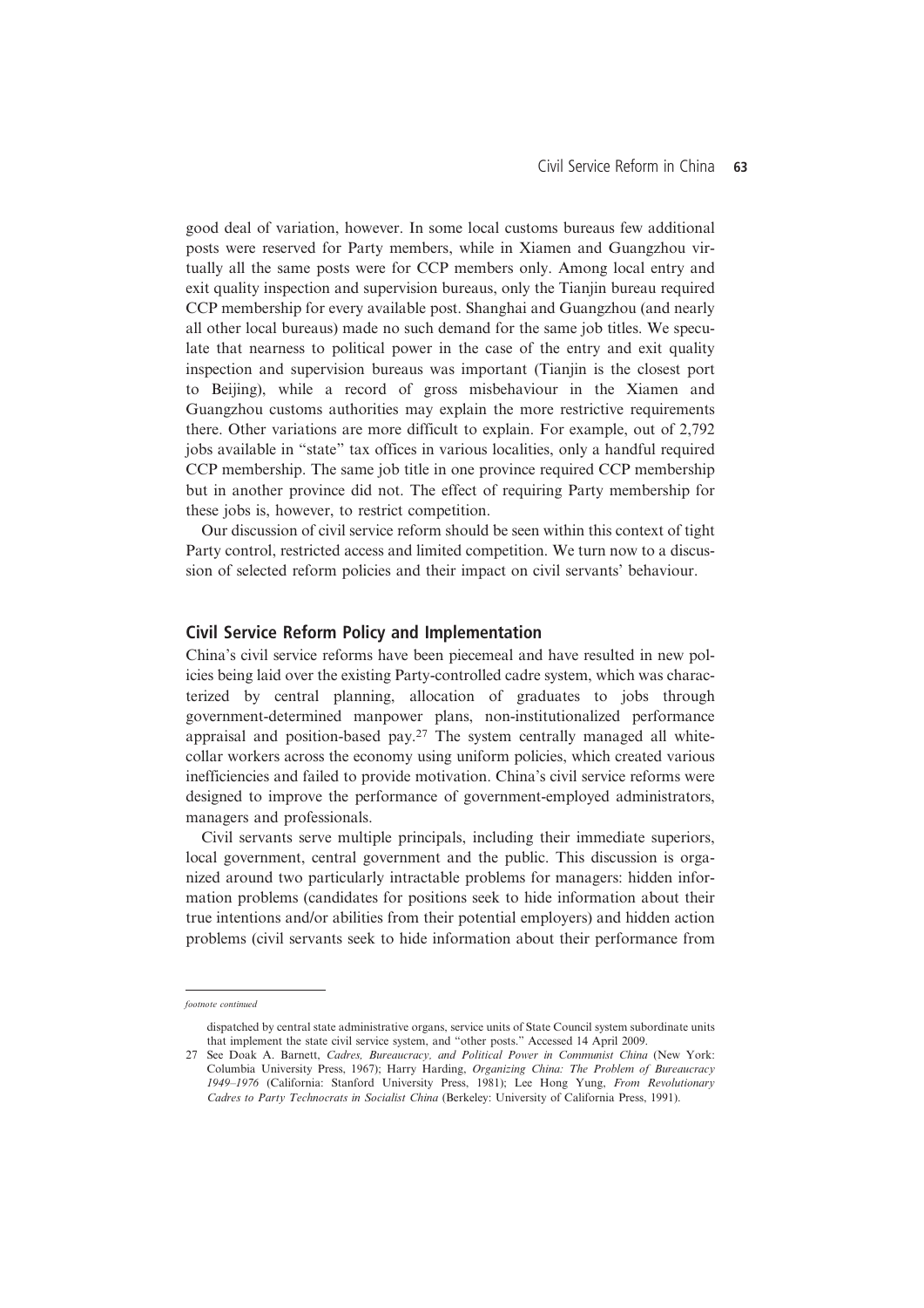good deal of variation, however. In some local customs bureaus few additional posts were reserved for Party members, while in Xiamen and Guangzhou virtually all the same posts were for CCP members only. Among local entry and exit quality inspection and supervision bureaus, only the Tianjin bureau required CCP membership for every available post. Shanghai and Guangzhou (and nearly all other local bureaus) made no such demand for the same job titles. We speculate that nearness to political power in the case of the entry and exit quality inspection and supervision bureaus was important (Tianjin is the closest port to Beijing), while a record of gross misbehaviour in the Xiamen and Guangzhou customs authorities may explain the more restrictive requirements there. Other variations are more difficult to explain. For example, out of 2,792 jobs available in "state" tax offices in various localities, only a handful required CCP membership. The same job title in one province required CCP membership but in another province did not. The effect of requiring Party membership for these jobs is, however, to restrict competition.

Our discussion of civil service reform should be seen within this context of tight Party control, restricted access and limited competition. We turn now to a discussion of selected reform policies and their impact on civil servants' behaviour.

## Civil Service Reform Policy and Implementation

China's civil service reforms have been piecemeal and have resulted in new policies being laid over the existing Party-controlled cadre system, which was characterized by central planning, allocation of graduates to jobs through government-determined manpower plans, non-institutionalized performance appraisal and position-based pay.[27] The system centrally managed all white-collar workers across the economy using uniform policies, which created various inefficiencies and failed to provide motivation. China's civil service reforms were designed to improve the performance of government-employed administrators, managers and professionals.

Civil servants serve multiple principals, including their immediate superiors, local government, central government and the public. This discussion is organized around two particularly intractable problems for managers: hidden information problems (candidates for positions seek to hide information about their true intentions and/or abilities from their potential employers) and hidden action problems (civil servants seek to hide information about their performance from

---

*footnote continued*

dispatched by central state administrative organs, service units of State Council system subordinate units that implement the state civil service system, and "other posts." Accessed 14 April 2009.

27 See Doak A. Barnett, *Cadres, Bureaucracy, and Political Power in Communist China* (New York: Columbia University Press, 1967); Harry Harding, *Organizing China: The Problem of Bureaucracy 1949–1976* (California: Stanford University Press, 1981); Lee Hong Yung, *From Revolutionary Cadres to Party Technocrats in Socialist China* (Berkeley: University of California Press, 1991).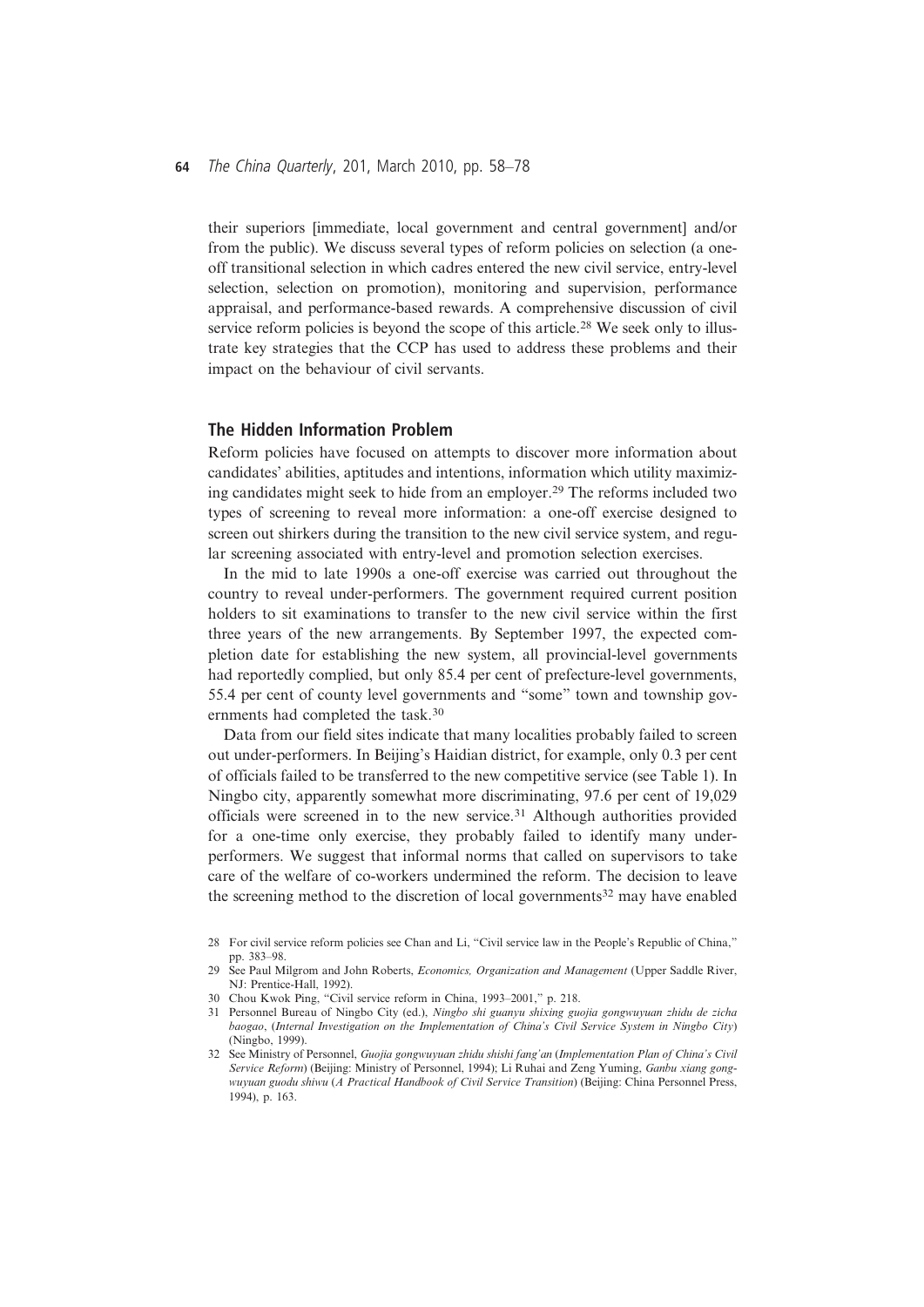their superiors [immediate, local government and central government] and/or from the public). We discuss several types of reform policies on selection (a one-off transitional selection in which cadres entered the new civil service, entry-level selection, selection on promotion), monitoring and supervision, performance appraisal, and performance-based rewards. A comprehensive discussion of civil service reform policies is beyond the scope of this article.[28] We seek only to illustrate key strategies that the CCP has used to address these problems and their impact on the behaviour of civil servants.

## The Hidden Information Problem

Reform policies have focused on attempts to discover more information about candidates' abilities, aptitudes and intentions, information which utility maximizing candidates might seek to hide from an employer.[29] The reforms included two types of screening to reveal more information: a one-off exercise designed to screen out shirkers during the transition to the new civil service system, and regular screening associated with entry-level and promotion selection exercises.

In the mid to late 1990s a one-off exercise was carried out throughout the country to reveal under-performers. The government required current position holders to sit examinations to transfer to the new civil service within the first three years of the new arrangements. By September 1997, the expected completion date for establishing the new system, all provincial-level governments had reportedly complied, but only 85.4 per cent of prefecture-level governments, 55.4 per cent of county level governments and "some" town and township governments had completed the task.[30]

Data from our field sites indicate that many localities probably failed to screen out under-performers. In Beijing's Haidian district, for example, only 0.3 per cent of officials failed to be transferred to the new competitive service (see Table 1). In Ningbo city, apparently somewhat more discriminating, 97.6 per cent of 19,029 officials were screened in to the new service.[31] Although authorities provided for a one-time only exercise, they probably failed to identify many under-performers. We suggest that informal norms that called on supervisors to take care of the welfare of co-workers undermined the reform. The decision to leave the screening method to the discretion of local governments[32] may have enabled

28 For civil service reform policies see Chan and Li, "Civil service law in the People's Republic of China," pp. 383–98.

29 See Paul Milgrom and John Roberts, *Economics, Organization and Management* (Upper Saddle River, NJ: Prentice-Hall, 1992).

30 Chou Kwok Ping, "Civil service reform in China, 1993–2001," p. 218.

31 Personnel Bureau of Ningbo City (ed.), *Ningbo shi guanyu shixing guojia gongwuyuan zhidu de zicha baogao*, (*Internal Investigation on the Implementation of China's Civil Service System in Ningbo City*) (Ningbo, 1999).

32 See Ministry of Personnel, *Guojia gongwuyuan zhidu shishi fang'an* (*Implementation Plan of China's Civil Service Reform*) (Beijing: Ministry of Personnel, 1994); Li Ruhai and Zeng Yuming, *Ganbu xiang gongwuyuan guodu shiwu* (*A Practical Handbook of Civil Service Transition*) (Beijing: China Personnel Press, 1994), p. 163.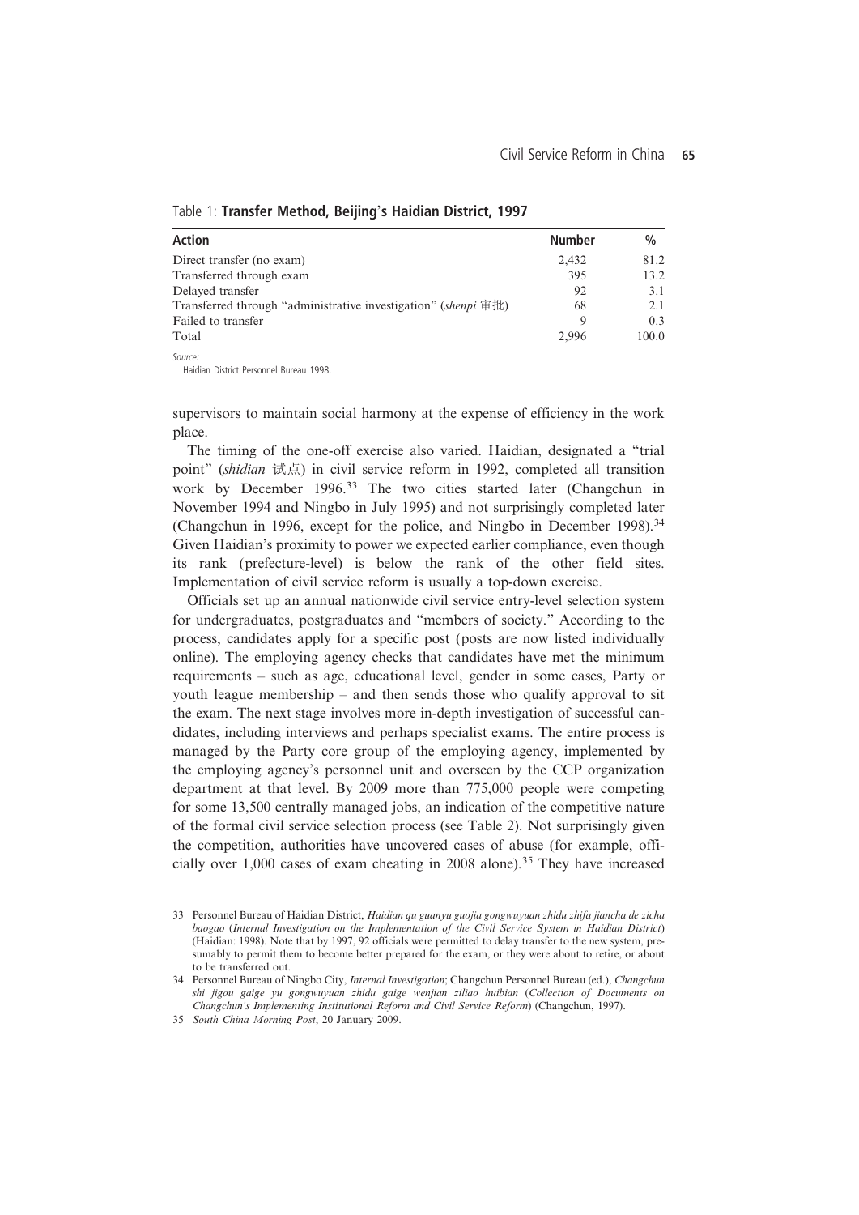Table 1: **Transfer Method, Beijing's Haidian District, 1997**

| Action | Number | % |
| --- | --- | --- |
| Direct transfer (no exam) | 2,432 | 81.2 |
| Transferred through exam | 395 | 13.2 |
| Delayed transfer | 92 | 3.1 |
| Transferred through "administrative investigation" (*shenpi* 审批) | 68 | 2.1 |
| Failed to transfer | 9 | 0.3 |
| Total | 2,996 | 100.0 |

*Source:*
Haidian District Personnel Bureau 1998.

supervisors to maintain social harmony at the expense of efficiency in the work place.

The timing of the one-off exercise also varied. Haidian, designated a "trial point" (*shidian* 试点) in civil service reform in 1992, completed all transition work by December 1996.[33] The two cities started later (Changchun in November 1994 and Ningbo in July 1995) and not surprisingly completed later (Changchun in 1996, except for the police, and Ningbo in December 1998).[34] Given Haidian's proximity to power we expected earlier compliance, even though its rank (prefecture-level) is below the rank of the other field sites. Implementation of civil service reform is usually a top-down exercise.

Officials set up an annual nationwide civil service entry-level selection system for undergraduates, postgraduates and "members of society." According to the process, candidates apply for a specific post (posts are now listed individually online). The employing agency checks that candidates have met the minimum requirements – such as age, educational level, gender in some cases, Party or youth league membership – and then sends those who qualify approval to sit the exam. The next stage involves more in-depth investigation of successful candidates, including interviews and perhaps specialist exams. The entire process is managed by the Party core group of the employing agency, implemented by the employing agency's personnel unit and overseen by the CCP organization department at that level. By 2009 more than 775,000 people were competing for some 13,500 centrally managed jobs, an indication of the competitive nature of the formal civil service selection process (see Table 2). Not surprisingly given the competition, authorities have uncovered cases of abuse (for example, officially over 1,000 cases of exam cheating in 2008 alone).[35] They have increased

33 Personnel Bureau of Haidian District, *Haidian qu guanyu guojia gongwuyuan zhidu zhifa jiancha de zicha baogao* (*Internal Investigation on the Implementation of the Civil Service System in Haidian District*) (Haidian: 1998). Note that by 1997, 92 officials were permitted to delay transfer to the new system, presumably to permit them to become better prepared for the exam, or they were about to retire, or about to be transferred out.

34 Personnel Bureau of Ningbo City, *Internal Investigation*; Changchun Personnel Bureau (ed.), *Changchun shi jigou gaige yu gongwuyuan zhidu gaige wenjian ziliao huibian* (*Collection of Documents on Changchun's Implementing Institutional Reform and Civil Service Reform*) (Changchun, 1997).

35 *South China Morning Post*, 20 January 2009.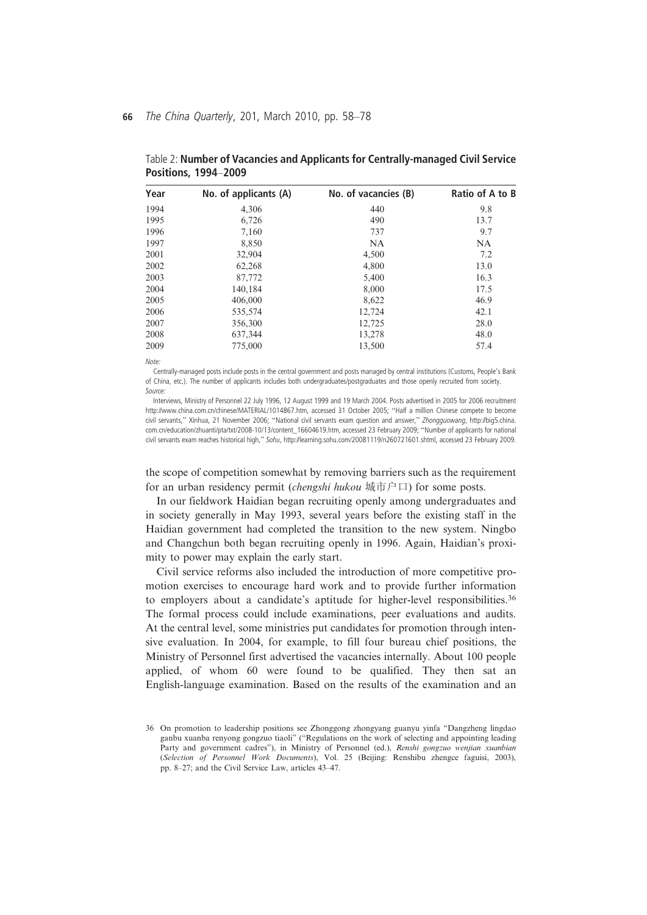Table 2: **Number of Vacancies and Applicants for Centrally-managed Civil Service Positions, 1994–2009**

| Year | No. of applicants (A) | No. of vacancies (B) | Ratio of A to B |
|---|---|---|---|
| 1994 | 4,306 | 440 | 9.8 |
| 1995 | 6,726 | 490 | 13.7 |
| 1996 | 7,160 | 737 | 9.7 |
| 1997 | 8,850 | NA | NA |
| 2001 | 32,904 | 4,500 | 7.2 |
| 2002 | 62,268 | 4,800 | 13.0 |
| 2003 | 87,772 | 5,400 | 16.3 |
| 2004 | 140,184 | 8,000 | 17.5 |
| 2005 | 406,000 | 8,622 | 46.9 |
| 2006 | 535,574 | 12,724 | 42.1 |
| 2007 | 356,300 | 12,725 | 28.0 |
| 2008 | 637,344 | 13,278 | 48.0 |
| 2009 | 775,000 | 13,500 | 57.4 |

*Note:*

Centrally-managed posts include posts in the central government and posts managed by central institutions (Customs, People's Bank of China, etc.). The number of applicants includes both undergraduates/postgraduates and those openly recruited from society.

*Source:*

Interviews, Ministry of Personnel 22 July 1996, 12 August 1999 and 19 March 2004. Posts advertised in 2005 for 2006 recruitment http://www.china.com.cn/chinese/MATERIAL/1014867.htm, accessed 31 October 2005; "Half a million Chinese compete to become civil servants," Xinhua, 21 November 2006; "National civil servants exam question and answer," *Zhongguowang*, http://big5.china.com.cn/education/zhuanti/pta/txt/2008-10/13/content_16604619.htm, accessed 23 February 2009; "Number of applicants for national civil servants exam reaches historical high," *Sohu*, http://learning.sohu.com/20081119/n260721601.shtml, accessed 23 February 2009.

the scope of competition somewhat by removing barriers such as the requirement for an urban residency permit (*chengshi hukou* 城市户口) for some posts.

In our fieldwork Haidian began recruiting openly among undergraduates and in society generally in May 1993, several years before the existing staff in the Haidian government had completed the transition to the new system. Ningbo and Changchun both began recruiting openly in 1996. Again, Haidian's proximity to power may explain the early start.

Civil service reforms also included the introduction of more competitive promotion exercises to encourage hard work and to provide further information to employers about a candidate's aptitude for higher-level responsibilities.[36] The formal process could include examinations, peer evaluations and audits. At the central level, some ministries put candidates for promotion through intensive evaluation. In 2004, for example, to fill four bureau chief positions, the Ministry of Personnel first advertised the vacancies internally. About 100 people applied, of whom 60 were found to be qualified. They then sat an English-language examination. Based on the results of the examination and an

36 On promotion to leadership positions see Zhonggong zhongyang guanyu yinfa "Dangzheng lingdao ganbu xuanba renyong gongzuo tiaoli" ("Regulations on the work of selecting and appointing leading Party and government cadres"), in Ministry of Personnel (ed.), *Renshi gongzuo wenjian xuanbian* (*Selection of Personnel Work Documents*), Vol. 25 (Beijing: Renshibu zhengce faguisi, 2003), pp. 8–27; and the Civil Service Law, articles 43–47.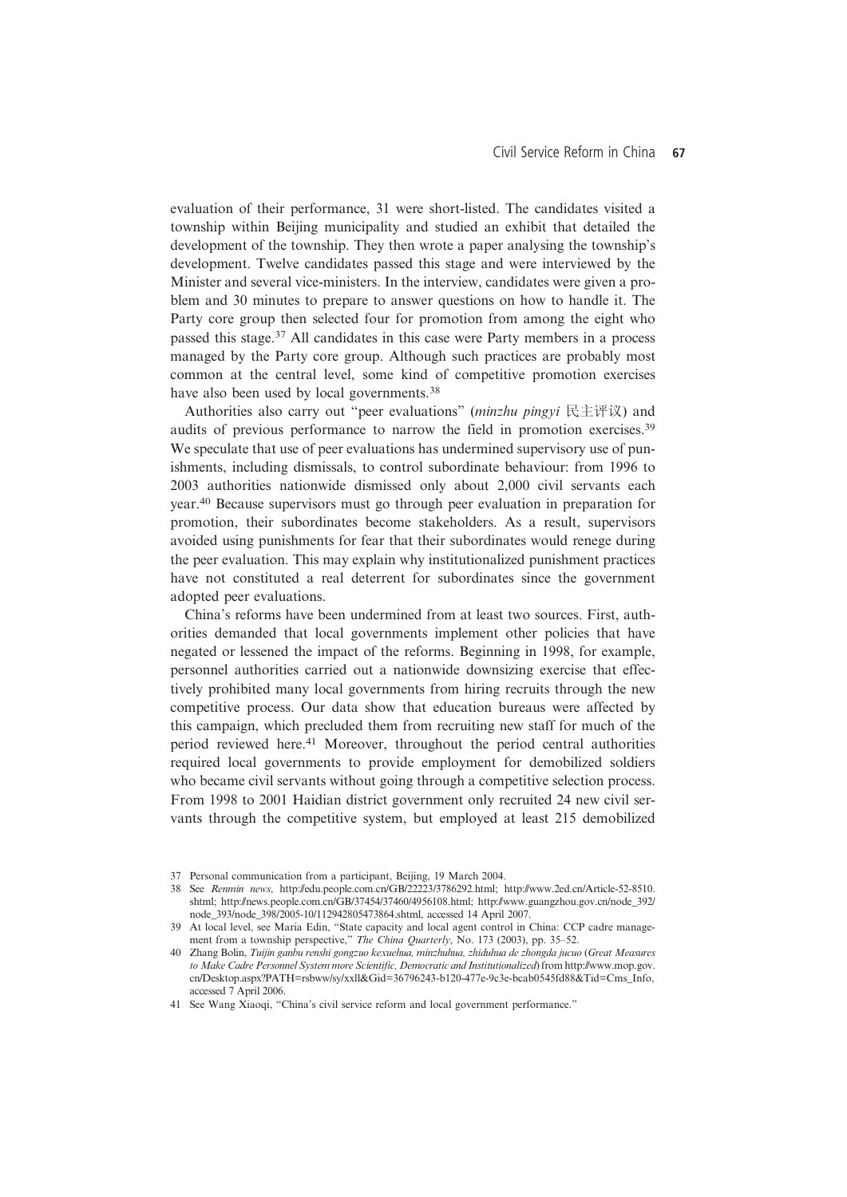evaluation of their performance, 31 were short-listed. The candidates visited a township within Beijing municipality and studied an exhibit that detailed the development of the township. They then wrote a paper analysing the township's development. Twelve candidates passed this stage and were interviewed by the Minister and several vice-ministers. In the interview, candidates were given a problem and 30 minutes to prepare to answer questions on how to handle it. The Party core group then selected four for promotion from among the eight who passed this stage.[37] All candidates in this case were Party members in a process managed by the Party core group. Although such practices are probably most common at the central level, some kind of competitive promotion exercises have also been used by local governments.[38]

Authorities also carry out "peer evaluations" (*minzhu pingyi* 民主评议) and audits of previous performance to narrow the field in promotion exercises.[39] We speculate that use of peer evaluations has undermined supervisory use of punishments, including dismissals, to control subordinate behaviour: from 1996 to 2003 authorities nationwide dismissed only about 2,000 civil servants each year.[40] Because supervisors must go through peer evaluation in preparation for promotion, their subordinates become stakeholders. As a result, supervisors avoided using punishments for fear that their subordinates would renege during the peer evaluation. This may explain why institutionalized punishment practices have not constituted a real deterrent for subordinates since the government adopted peer evaluations.

China's reforms have been undermined from at least two sources. First, authorities demanded that local governments implement other policies that have negated or lessened the impact of the reforms. Beginning in 1998, for example, personnel authorities carried out a nationwide downsizing exercise that effectively prohibited many local governments from hiring recruits through the new competitive process. Our data show that education bureaus were affected by this campaign, which precluded them from recruiting new staff for much of the period reviewed here.[41] Moreover, throughout the period central authorities required local governments to provide employment for demobilized soldiers who became civil servants without going through a competitive selection process. From 1998 to 2001 Haidian district government only recruited 24 new civil servants through the competitive system, but employed at least 215 demobilized

37 Personal communication from a participant, Beijing, 19 March 2004.

38 See *Renmin news*, http://edu.people.com.cn/GB/22223/3786292.html; http://www.2ed.cn/Article-52-8510.shtml; http://news.people.com.cn/GB/37454/37460/4956108.html; http://www.guangzhou.gov.cn/node_392/node_393/node_398/2005-10/112942805473864.shtml, accessed 14 April 2007.

39 At local level, see Maria Edin, "State capacity and local agent control in China: CCP cadre management from a township perspective," *The China Quarterly*, No. 173 (2003), pp. 35–52.

40 Zhang Bolin, *Tuijin ganbu renshi gongzuo kexuehua, minzhuhua, zhiduhua de zhongda jucuo* (*Great Measures to Make Cadre Personnel System more Scientific, Democratic and Institutionalized*) from http://www.mop.gov.cn/Desktop.aspx?PATH=rsbww/sy/xxll&Gid=36796243-b120-477e-9c3e-bcab0545fd88&Tid=Cms_Info, accessed 7 April 2006.

41 See Wang Xiaoqi, "China's civil service reform and local government performance."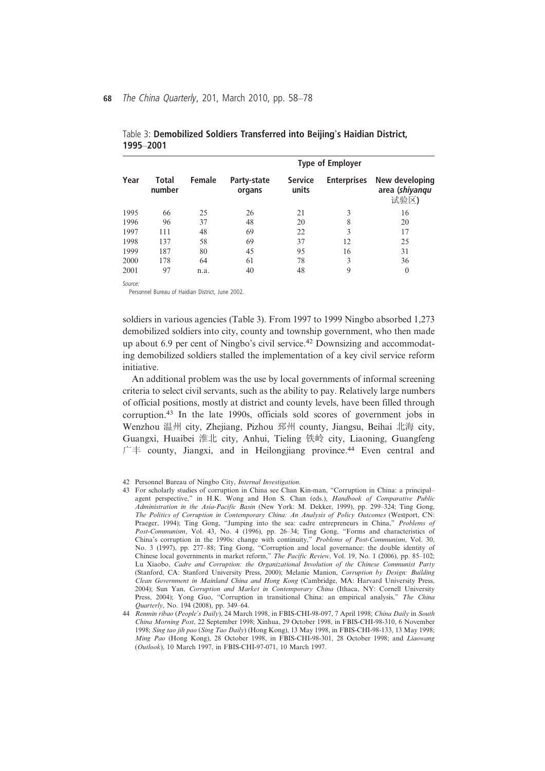Table 3: **Demobilized Soldiers Transferred into Beijing's Haidian District, 1995–2001**

| Year | Total number | Female | Type of Employer | | | |
|---|---|---|---|---|---|---|
| | | | Party-state organs | Service units | Enterprises | New developing area (*shiyanqu* 试验区) |
| 1995 | 66 | 25 | 26 | 21 | 3 | 16 |
| 1996 | 96 | 37 | 48 | 20 | 8 | 20 |
| 1997 | 111 | 48 | 69 | 22 | 3 | 17 |
| 1998 | 137 | 58 | 69 | 37 | 12 | 25 |
| 1999 | 187 | 80 | 45 | 95 | 16 | 31 |
| 2000 | 178 | 64 | 61 | 78 | 3 | 36 |
| 2001 | 97 | n.a. | 40 | 48 | 9 | 0 |

*Source:*
Personnel Bureau of Haidian District, June 2002.

soldiers in various agencies (Table 3). From 1997 to 1999 Ningbo absorbed 1,273 demobilized soldiers into city, county and township government, who then made up about 6.9 per cent of Ningbo's civil service.[42] Downsizing and accommodating demobilized soldiers stalled the implementation of a key civil service reform initiative.

An additional problem was the use by local governments of informal screening criteria to select civil servants, such as the ability to pay. Relatively large numbers of official positions, mostly at district and county levels, have been filled through corruption.[43] In the late 1990s, officials sold scores of government jobs in Wenzhou 温州 city, Zhejiang, Pizhou 邳州 county, Jiangsu, Beihai 北海 city, Guangxi, Huaibei 淮北 city, Anhui, Tieling 铁岭 city, Liaoning, Guangfeng 广丰 county, Jiangxi, and in Heilongjiang province.[44] Even central and

42 Personnel Bureau of Ningbo City, *Internal Investigation*.

43 For scholarly studies of corruption in China see Chan Kin-man, "Corruption in China: a principal–agent perspective," in H.K. Wong and Hon S. Chan (eds.), *Handbook of Comparative Public Administration in the Asia-Pacific Basin* (New York: M. Dekker, 1999), pp. 299–324; Ting Gong, *The Politics of Corruption in Contemporary China: An Analysis of Policy Outcomes* (Westport, CN: Praeger, 1994); Ting Gong, "Jumping into the sea: cadre entrepreneurs in China," *Problems of Post-Communism*, Vol. 43, No. 4 (1996), pp. 26–34; Ting Gong, "Forms and characteristics of China's corruption in the 1990s: change with continuity," *Problems of Post-Communism*, Vol. 30, No. 3 (1997), pp. 277–88; Ting Gong, "Corruption and local governance: the double identity of Chinese local governments in market reform," *The Pacific Review*, Vol. 19, No. 1 (2006), pp. 85–102; Lu Xiaobo, *Cadre and Corruption: the Organizational Involution of the Chinese Communist Party* (Stanford, CA: Stanford University Press, 2000); Melanie Manion, *Corruption by Design: Building Clean Government in Mainland China and Hong Kong* (Cambridge, MA: Harvard University Press, 2004); Sun Yan, *Corruption and Market in Contemporary China* (Ithaca, NY: Cornell University Press, 2004); Yong Guo, "Corruption in transitional China: an empirical analysis," *The China Quarterly*, No. 194 (2008), pp. 349–64.

44 *Renmin ribao* (*People's Daily*), 24 March 1998, in FBIS-CHI-98-097, 7 April 1998; *China Daily* in *South China Morning Post*, 22 September 1998; Xinhua, 29 October 1998, in FBIS-CHI-98-310, 6 November 1998; *Sing tao jih pao* (*Sing Tao Daily*) (Hong Kong), 13 May 1998, in FBIS-CHI-98-133, 13 May 1998; *Ming Pao* (Hong Kong), 28 October 1998, in FBIS-CHI-98-301, 28 October 1998; and *Liaowang* (*Outlook*), 10 March 1997, in FBIS-CHI-97-071, 10 March 1997.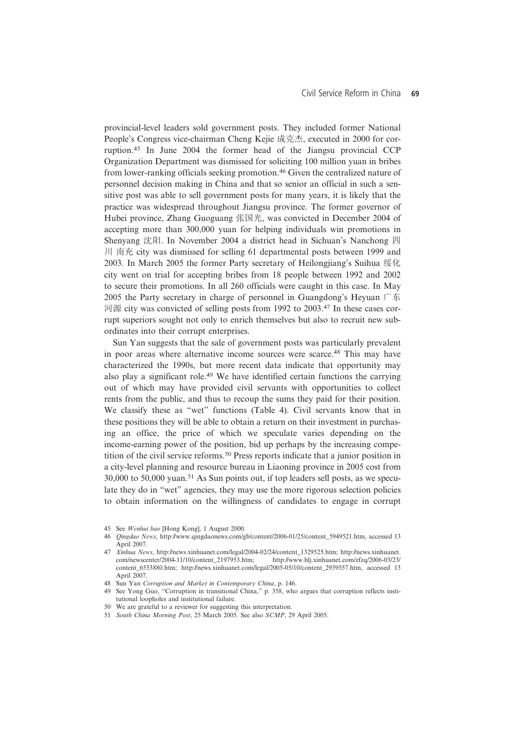provincial-level leaders sold government posts. They included former National People's Congress vice-chairman Cheng Kejie 成克杰, executed in 2000 for corruption.[45] In June 2004 the former head of the Jiangsu provincial CCP Organization Department was dismissed for soliciting 100 million yuan in bribes from lower-ranking officials seeking promotion.[46] Given the centralized nature of personnel decision making in China and that so senior an official in such a sensitive post was able to sell government posts for many years, it is likely that the practice was widespread throughout Jiangsu province. The former governor of Hubei province, Zhang Guoguang 张国光, was convicted in December 2004 of accepting more than 300,000 yuan for helping individuals win promotions in Shenyang 沈阳. In November 2004 a district head in Sichuan's Nanchong 四川 南充 city was dismissed for selling 61 departmental posts between 1999 and 2003. In March 2005 the former Party secretary of Heilongjiang's Suihua 绥化 city went on trial for accepting bribes from 18 people between 1992 and 2002 to secure their promotions. In all 260 officials were caught in this case. In May 2005 the Party secretary in charge of personnel in Guangdong's Heyuan 广东 河源 city was convicted of selling posts from 1992 to 2003.[47] In these cases corrupt superiors sought not only to enrich themselves but also to recruit new subordinates into their corrupt enterprises.

Sun Yan suggests that the sale of government posts was particularly prevalent in poor areas where alternative income sources were scarce.[48] This may have characterized the 1990s, but more recent data indicate that opportunity may also play a significant role.[49] We have identified certain functions the carrying out of which may have provided civil servants with opportunities to collect rents from the public, and thus to recoup the sums they paid for their position. We classify these as "wet" functions (Table 4). Civil servants know that in these positions they will be able to obtain a return on their investment in purchasing an office, the price of which we speculate varies depending on the income-earning power of the position, bid up perhaps by the increasing competition of the civil service reforms.[50] Press reports indicate that a junior position in a city-level planning and resource bureau in Liaoning province in 2005 cost from 30,000 to 50,000 yuan.[51] As Sun points out, if top leaders sell posts, as we speculate they do in "wet" agencies, they may use the more rigorous selection policies to obtain information on the willingness of candidates to engage in corrupt

45 See *Wenhui bao* [Hong Kong], 1 August 2000.

46 *Qingdao News*, http://www.qingdaonews.com/gb/content/2006-01/25/content_5949521.htm, accessed 13 April 2007.

47 *Xinhua News*, http://news.xinhuanet.com/legal/2004-02/24/content_1329525.htm; http://news.xinhuanet.com/newscenter/2004-11/10/content_2197953.htm; http://www.hlj.xinhuanet.com/zfzq/2006-03/23/content_6553880.htm; http://news.xinhuanet.com/legal/2005-05/10/content_2939557.htm, accessed 13 April 2007.

48 Sun Yan *Corruption and Market in Contemporary China*, p. 146.

49 See Yong Guo, "Corruption in transitional China," p. 358, who argues that corruption reflects institutional loopholes and institutional failure.

50 We are grateful to a reviewer for suggesting this interpretation.

51 *South China Morning Post*, 25 March 2005. See also *SCMP*, 29 April 2005.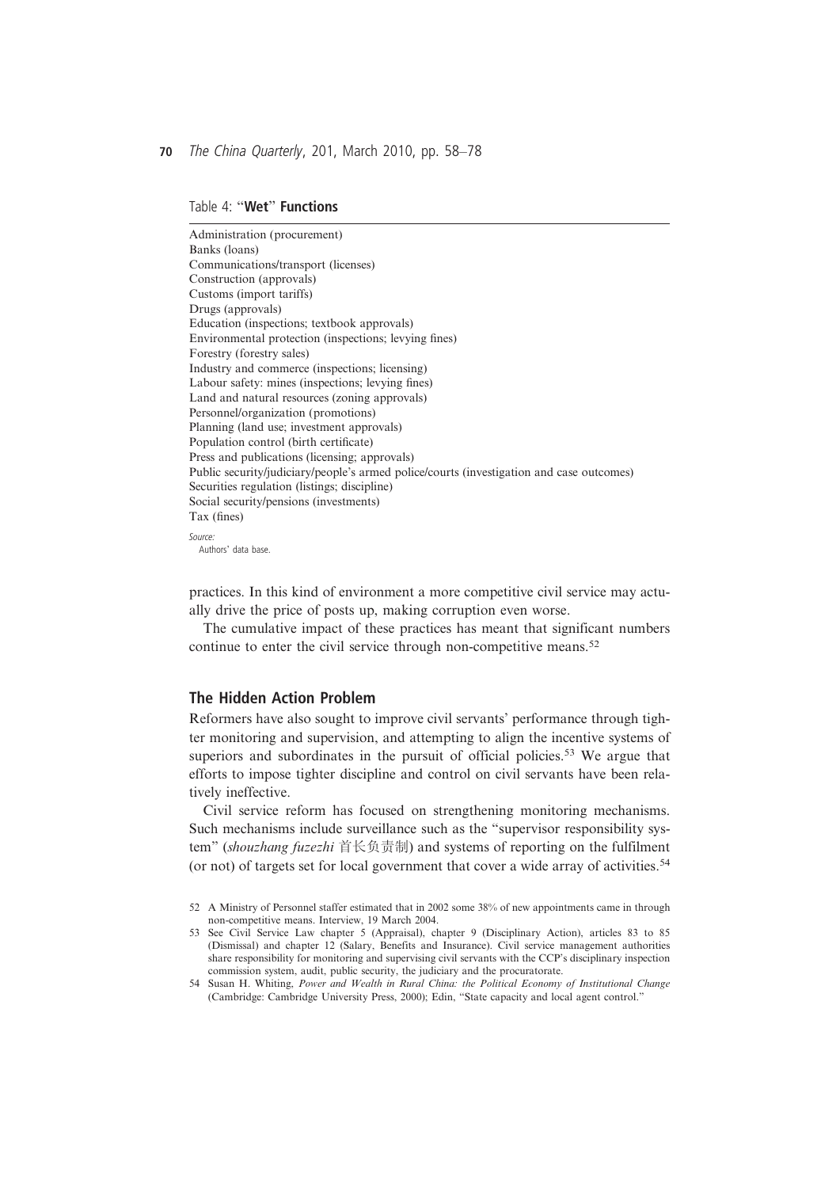Table 4: "**Wet**" **Functions**

| |
|---|
| Administration (procurement) |
| Banks (loans) |
| Communications/transport (licenses) |
| Construction (approvals) |
| Customs (import tariffs) |
| Drugs (approvals) |
| Education (inspections; textbook approvals) |
| Environmental protection (inspections; levying fines) |
| Forestry (forestry sales) |
| Industry and commerce (inspections; licensing) |
| Labour safety: mines (inspections; levying fines) |
| Land and natural resources (zoning approvals) |
| Personnel/organization (promotions) |
| Planning (land use; investment approvals) |
| Population control (birth certificate) |
| Press and publications (licensing; approvals) |
| Public security/judiciary/people's armed police/courts (investigation and case outcomes) |
| Securities regulation (listings; discipline) |
| Social security/pensions (investments) |
| Tax (fines) |

*Source:*
Authors' data base.

practices. In this kind of environment a more competitive civil service may actually drive the price of posts up, making corruption even worse.

The cumulative impact of these practices has meant that significant numbers continue to enter the civil service through non-competitive means.[52]

## The Hidden Action Problem

Reformers have also sought to improve civil servants' performance through tighter monitoring and supervision, and attempting to align the incentive systems of superiors and subordinates in the pursuit of official policies.[53] We argue that efforts to impose tighter discipline and control on civil servants have been relatively ineffective.

Civil service reform has focused on strengthening monitoring mechanisms. Such mechanisms include surveillance such as the "supervisor responsibility system" (*shouzhang fuzezhi* 首长负责制) and systems of reporting on the fulfilment (or not) of targets set for local government that cover a wide array of activities.[54]

52 A Ministry of Personnel staffer estimated that in 2002 some 38% of new appointments came in through non-competitive means. Interview, 19 March 2004.

53 See Civil Service Law chapter 5 (Appraisal), chapter 9 (Disciplinary Action), articles 83 to 85 (Dismissal) and chapter 12 (Salary, Benefits and Insurance). Civil service management authorities share responsibility for monitoring and supervising civil servants with the CCP's disciplinary inspection commission system, audit, public security, the judiciary and the procuratorate.

54 Susan H. Whiting, *Power and Wealth in Rural China: the Political Economy of Institutional Change* (Cambridge: Cambridge University Press, 2000); Edin, "State capacity and local agent control."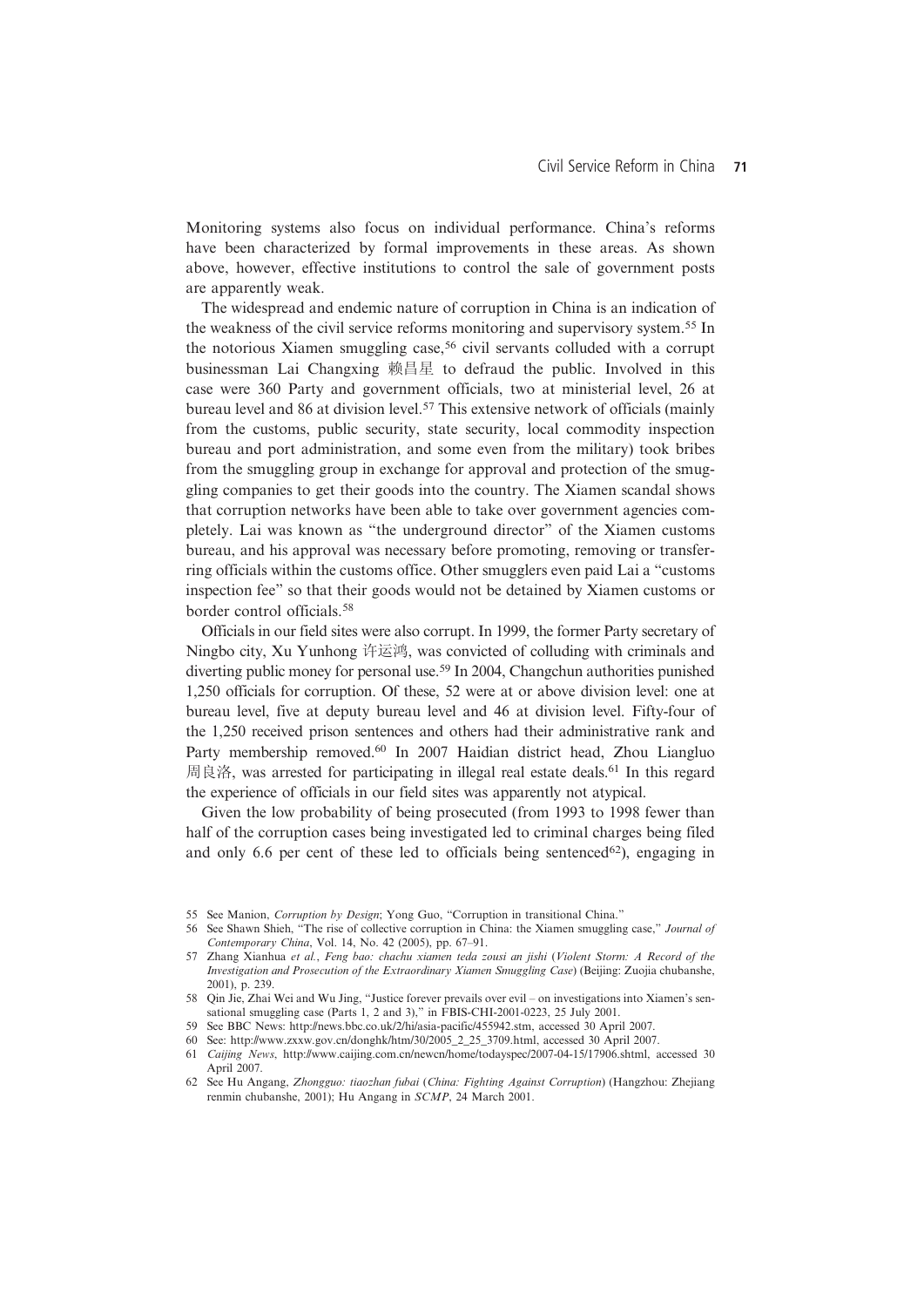Monitoring systems also focus on individual performance. China's reforms have been characterized by formal improvements in these areas. As shown above, however, effective institutions to control the sale of government posts are apparently weak.

The widespread and endemic nature of corruption in China is an indication of the weakness of the civil service reforms monitoring and supervisory system.[55] In the notorious Xiamen smuggling case,[56] civil servants colluded with a corrupt businessman Lai Changxing 赖昌星 to defraud the public. Involved in this case were 360 Party and government officials, two at ministerial level, 26 at bureau level and 86 at division level.[57] This extensive network of officials (mainly from the customs, public security, state security, local commodity inspection bureau and port administration, and some even from the military) took bribes from the smuggling group in exchange for approval and protection of the smuggling companies to get their goods into the country. The Xiamen scandal shows that corruption networks have been able to take over government agencies completely. Lai was known as "the underground director" of the Xiamen customs bureau, and his approval was necessary before promoting, removing or transferring officials within the customs office. Other smugglers even paid Lai a "customs inspection fee" so that their goods would not be detained by Xiamen customs or border control officials.[58]

Officials in our field sites were also corrupt. In 1999, the former Party secretary of Ningbo city, Xu Yunhong 许运鸿, was convicted of colluding with criminals and diverting public money for personal use.[59] In 2004, Changchun authorities punished 1,250 officials for corruption. Of these, 52 were at or above division level: one at bureau level, five at deputy bureau level and 46 at division level. Fifty-four of the 1,250 received prison sentences and others had their administrative rank and Party membership removed.[60] In 2007 Haidian district head, Zhou Liangluo 周良洛, was arrested for participating in illegal real estate deals.[61] In this regard the experience of officials in our field sites was apparently not atypical.

Given the low probability of being prosecuted (from 1993 to 1998 fewer than half of the corruption cases being investigated led to criminal charges being filed and only 6.6 per cent of these led to officials being sentenced[62]), engaging in

---

55 See Manion, *Corruption by Design*; Yong Guo, "Corruption in transitional China."

56 See Shawn Shieh, "The rise of collective corruption in China: the Xiamen smuggling case," *Journal of Contemporary China*, Vol. 14, No. 42 (2005), pp. 67–91.

57 Zhang Xianhua *et al.*, *Feng bao: chachu xiamen teda zousi an jishi* (*Violent Storm: A Record of the Investigation and Prosecution of the Extraordinary Xiamen Smuggling Case*) (Beijing: Zuojia chubanshe, 2001), p. 239.

58 Qin Jie, Zhai Wei and Wu Jing, "Justice forever prevails over evil – on investigations into Xiamen's sensational smuggling case (Parts 1, 2 and 3)," in FBIS-CHI-2001-0223, 25 July 2001.

59 See BBC News: http://news.bbc.co.uk/2/hi/asia-pacific/455942.stm, accessed 30 April 2007.

60 See: http://www.zxxw.gov.cn/donghk/htm/30/2005_2_25_3709.html, accessed 30 April 2007.

61 *Caijing News*, http://www.caijing.com.cn/newcn/home/todayspec/2007-04-15/17906.shtml, accessed 30 April 2007.

62 See Hu Angang, *Zhongguo: tiaozhan fubai* (*China: Fighting Against Corruption*) (Hangzhou: Zhejiang renmin chubanshe, 2001); Hu Angang in *SCMP*, 24 March 2001.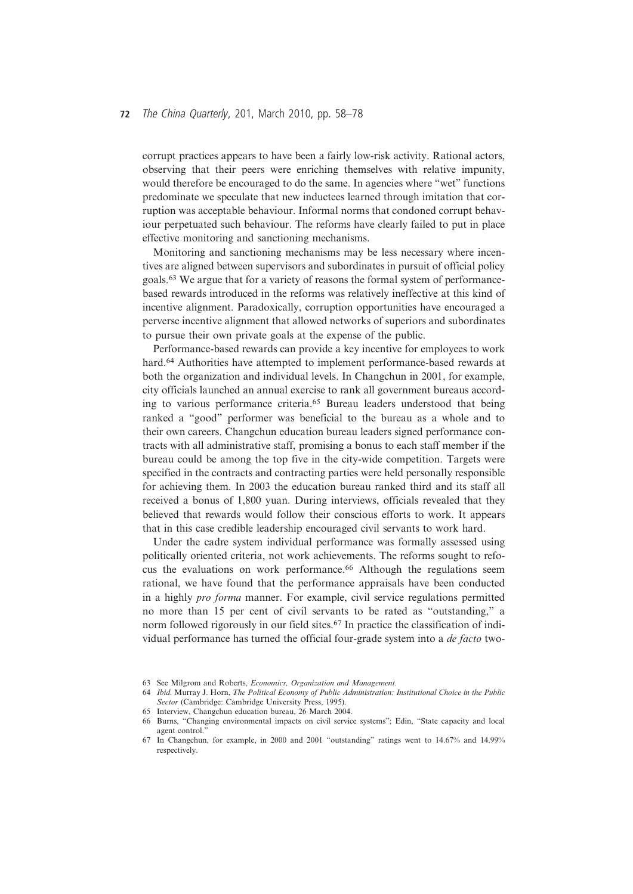corrupt practices appears to have been a fairly low-risk activity. Rational actors, observing that their peers were enriching themselves with relative impunity, would therefore be encouraged to do the same. In agencies where "wet" functions predominate we speculate that new inductees learned through imitation that corruption was acceptable behaviour. Informal norms that condoned corrupt behaviour perpetuated such behaviour. The reforms have clearly failed to put in place effective monitoring and sanctioning mechanisms.

Monitoring and sanctioning mechanisms may be less necessary where incentives are aligned between supervisors and subordinates in pursuit of official policy goals.[63] We argue that for a variety of reasons the formal system of performance-based rewards introduced in the reforms was relatively ineffective at this kind of incentive alignment. Paradoxically, corruption opportunities have encouraged a perverse incentive alignment that allowed networks of superiors and subordinates to pursue their own private goals at the expense of the public.

Performance-based rewards can provide a key incentive for employees to work hard.[64] Authorities have attempted to implement performance-based rewards at both the organization and individual levels. In Changchun in 2001, for example, city officials launched an annual exercise to rank all government bureaus according to various performance criteria.[65] Bureau leaders understood that being ranked a "good" performer was beneficial to the bureau as a whole and to their own careers. Changchun education bureau leaders signed performance contracts with all administrative staff, promising a bonus to each staff member if the bureau could be among the top five in the city-wide competition. Targets were specified in the contracts and contracting parties were held personally responsible for achieving them. In 2003 the education bureau ranked third and its staff all received a bonus of 1,800 yuan. During interviews, officials revealed that they believed that rewards would follow their conscious efforts to work. It appears that in this case credible leadership encouraged civil servants to work hard.

Under the cadre system individual performance was formally assessed using politically oriented criteria, not work achievements. The reforms sought to refocus the evaluations on work performance.[66] Although the regulations seem rational, we have found that the performance appraisals have been conducted in a highly *pro forma* manner. For example, civil service regulations permitted no more than 15 per cent of civil servants to be rated as "outstanding," a norm followed rigorously in our field sites.[67] In practice the classification of individual performance has turned the official four-grade system into a *de facto* two-

63 See Milgrom and Roberts, *Economics, Organization and Management.*

64 *Ibid.* Murray J. Horn, *The Political Economy of Public Administration: Institutional Choice in the Public Sector* (Cambridge: Cambridge University Press, 1995).

65 Interview, Changchun education bureau, 26 March 2004.

66 Burns, "Changing environmental impacts on civil service systems"; Edin, "State capacity and local agent control."

67 In Changchun, for example, in 2000 and 2001 "outstanding" ratings went to 14.67% and 14.99% respectively.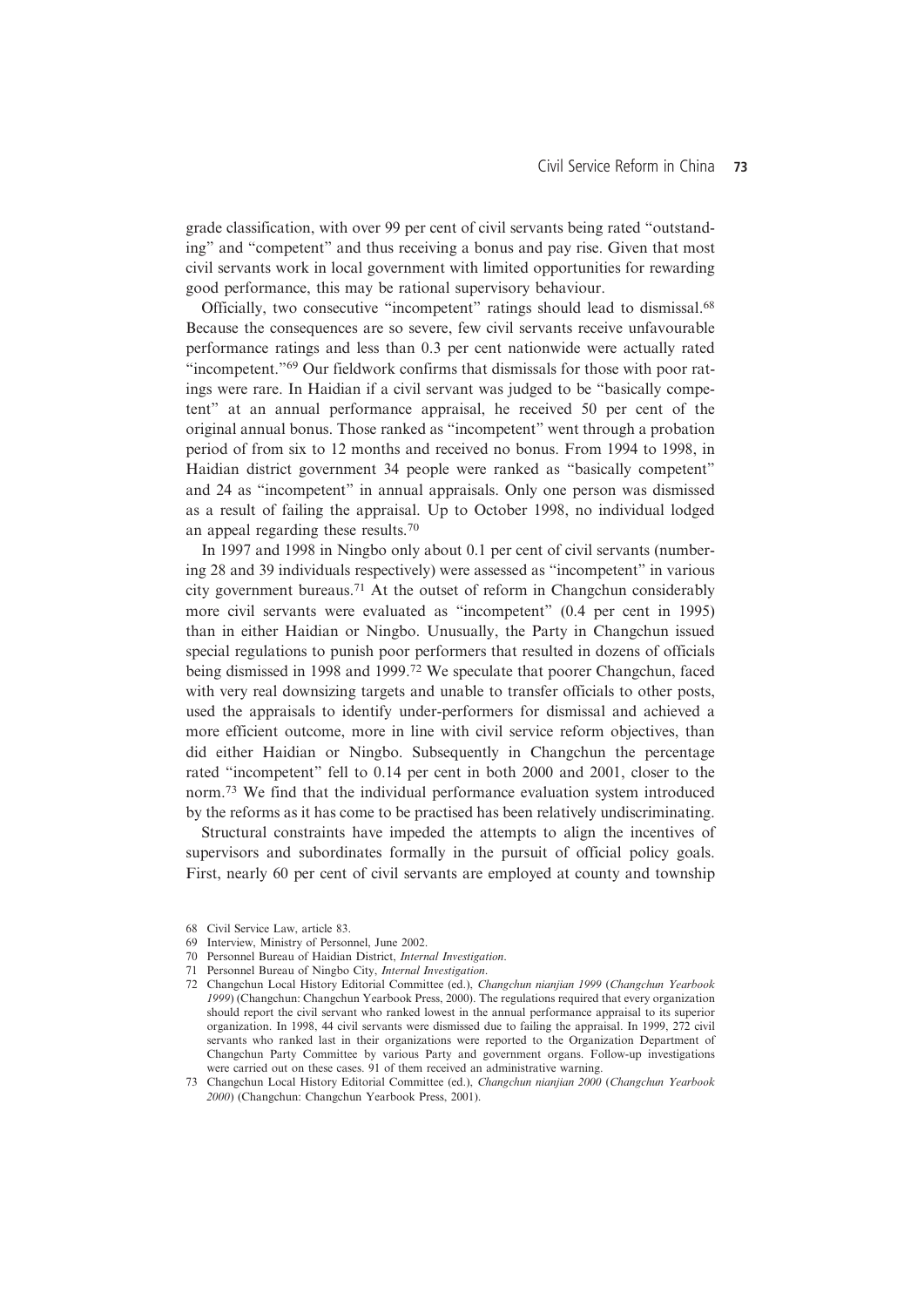grade classification, with over 99 per cent of civil servants being rated "outstanding" and "competent" and thus receiving a bonus and pay rise. Given that most civil servants work in local government with limited opportunities for rewarding good performance, this may be rational supervisory behaviour.

Officially, two consecutive "incompetent" ratings should lead to dismissal.[68] Because the consequences are so severe, few civil servants receive unfavourable performance ratings and less than 0.3 per cent nationwide were actually rated "incompetent."[69] Our fieldwork confirms that dismissals for those with poor ratings were rare. In Haidian if a civil servant was judged to be "basically competent" at an annual performance appraisal, he received 50 per cent of the original annual bonus. Those ranked as "incompetent" went through a probation period of from six to 12 months and received no bonus. From 1994 to 1998, in Haidian district government 34 people were ranked as "basically competent" and 24 as "incompetent" in annual appraisals. Only one person was dismissed as a result of failing the appraisal. Up to October 1998, no individual lodged an appeal regarding these results.[70]

In 1997 and 1998 in Ningbo only about 0.1 per cent of civil servants (numbering 28 and 39 individuals respectively) were assessed as "incompetent" in various city government bureaus.[71] At the outset of reform in Changchun considerably more civil servants were evaluated as "incompetent" (0.4 per cent in 1995) than in either Haidian or Ningbo. Unusually, the Party in Changchun issued special regulations to punish poor performers that resulted in dozens of officials being dismissed in 1998 and 1999.[72] We speculate that poorer Changchun, faced with very real downsizing targets and unable to transfer officials to other posts, used the appraisals to identify under-performers for dismissal and achieved a more efficient outcome, more in line with civil service reform objectives, than did either Haidian or Ningbo. Subsequently in Changchun the percentage rated "incompetent" fell to 0.14 per cent in both 2000 and 2001, closer to the norm.[73] We find that the individual performance evaluation system introduced by the reforms as it has come to be practised has been relatively undiscriminating.

Structural constraints have impeded the attempts to align the incentives of supervisors and subordinates formally in the pursuit of official policy goals. First, nearly 60 per cent of civil servants are employed at county and township

---

68 Civil Service Law, article 83.

69 Interview, Ministry of Personnel, June 2002.

70 Personnel Bureau of Haidian District, *Internal Investigation*.

71 Personnel Bureau of Ningbo City, *Internal Investigation*.

72 Changchun Local History Editorial Committee (ed.), *Changchun nianjian 1999* (*Changchun Yearbook 1999*) (Changchun: Changchun Yearbook Press, 2000). The regulations required that every organization should report the civil servant who ranked lowest in the annual performance appraisal to its superior organization. In 1998, 44 civil servants were dismissed due to failing the appraisal. In 1999, 272 civil servants who ranked last in their organizations were reported to the Organization Department of Changchun Party Committee by various Party and government organs. Follow-up investigations were carried out on these cases. 91 of them received an administrative warning.

73 Changchun Local History Editorial Committee (ed.), *Changchun nianjian 2000* (*Changchun Yearbook 2000*) (Changchun: Changchun Yearbook Press, 2001).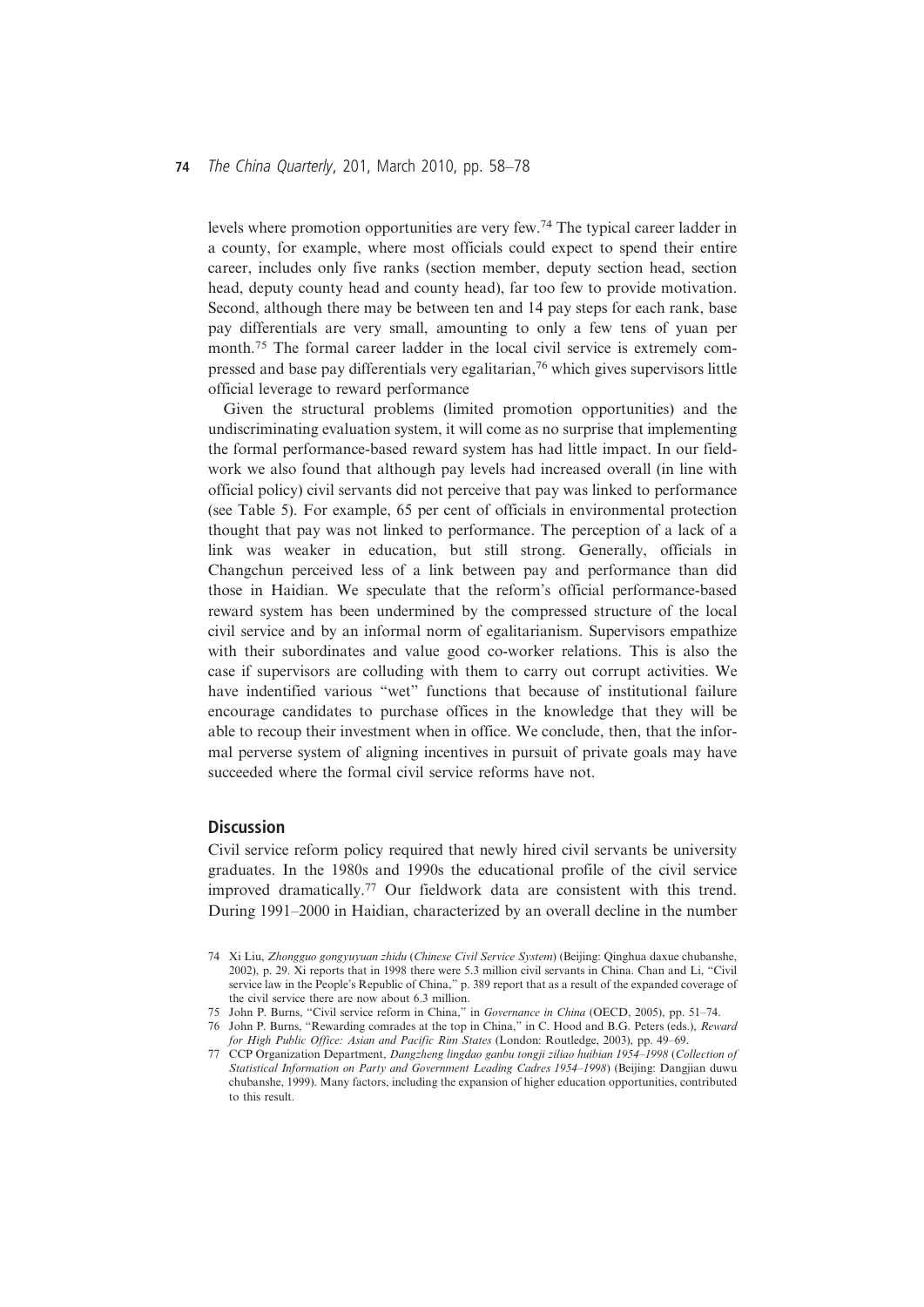levels where promotion opportunities are very few.[74] The typical career ladder in a county, for example, where most officials could expect to spend their entire career, includes only five ranks (section member, deputy section head, section head, deputy county head and county head), far too few to provide motivation. Second, although there may be between ten and 14 pay steps for each rank, base pay differentials are very small, amounting to only a few tens of yuan per month.[75] The formal career ladder in the local civil service is extremely compressed and base pay differentials very egalitarian,[76] which gives supervisors little official leverage to reward performance

Given the structural problems (limited promotion opportunities) and the undiscriminating evaluation system, it will come as no surprise that implementing the formal performance-based reward system has had little impact. In our fieldwork we also found that although pay levels had increased overall (in line with official policy) civil servants did not perceive that pay was linked to performance (see Table 5). For example, 65 per cent of officials in environmental protection thought that pay was not linked to performance. The perception of a lack of a link was weaker in education, but still strong. Generally, officials in Changchun perceived less of a link between pay and performance than did those in Haidian. We speculate that the reform's official performance-based reward system has been undermined by the compressed structure of the local civil service and by an informal norm of egalitarianism. Supervisors empathize with their subordinates and value good co-worker relations. This is also the case if supervisors are colluding with them to carry out corrupt activities. We have indentified various "wet" functions that because of institutional failure encourage candidates to purchase offices in the knowledge that they will be able to recoup their investment when in office. We conclude, then, that the informal perverse system of aligning incentives in pursuit of private goals may have succeeded where the formal civil service reforms have not.

## Discussion

Civil service reform policy required that newly hired civil servants be university graduates. In the 1980s and 1990s the educational profile of the civil service improved dramatically.[77] Our fieldwork data are consistent with this trend. During 1991–2000 in Haidian, characterized by an overall decline in the number

---

74 Xi Liu, *Zhongguo gongyuyuan zhidu* (*Chinese Civil Service System*) (Beijing: Qinghua daxue chubanshe, 2002), p. 29. Xi reports that in 1998 there were 5.3 million civil servants in China. Chan and Li, "Civil service law in the People's Republic of China," p. 389 report that as a result of the expanded coverage of the civil service there are now about 6.3 million.

75 John P. Burns, "Civil service reform in China," in *Governance in China* (OECD, 2005), pp. 51–74.

76 John P. Burns, "Rewarding comrades at the top in China," in C. Hood and B.G. Peters (eds.), *Reward for High Public Office: Asian and Pacific Rim States* (London: Routledge, 2003), pp. 49–69.

77 CCP Organization Department, *Dangzheng lingdao ganbu tongji ziliao huibian 1954–1998* (*Collection of Statistical Information on Party and Government Leading Cadres 1954–1998*) (Beijing: Dangjian duwu chubanshe, 1999). Many factors, including the expansion of higher education opportunities, contributed to this result.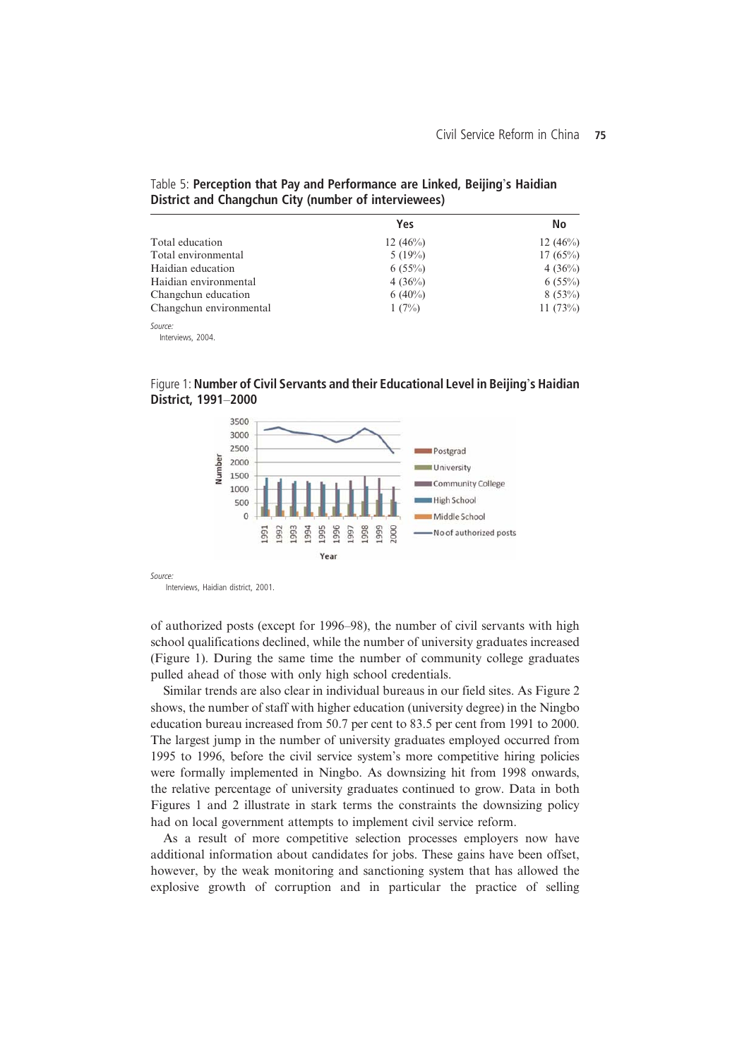Table 5: **Perception that Pay and Performance are Linked, Beijing's Haidian District and Changchun City (number of interviewees)**

| | Yes | No |
|---|---|---|
| Total education | 12 (46%) | 12 (46%) |
| Total environmental | 5 (19%) | 17 (65%) |
| Haidian education | 6 (55%) | 4 (36%) |
| Haidian environmental | 4 (36%) | 6 (55%) |
| Changchun education | 6 (40%) | 8 (53%) |
| Changchun environmental | 1 (7%) | 11 (73%) |

*Source:*
Interviews, 2004.

Figure 1: **Number of Civil Servants and their Educational Level in Beijing's Haidian District, 1991–2000**

*Source:*
Interviews, Haidian district, 2001.

of authorized posts (except for 1996–98), the number of civil servants with high school qualifications declined, while the number of university graduates increased (Figure 1). During the same time the number of community college graduates pulled ahead of those with only high school credentials.

Similar trends are also clear in individual bureaus in our field sites. As Figure 2 shows, the number of staff with higher education (university degree) in the Ningbo education bureau increased from 50.7 per cent to 83.5 per cent from 1991 to 2000. The largest jump in the number of university graduates employed occurred from 1995 to 1996, before the civil service system's more competitive hiring policies were formally implemented in Ningbo. As downsizing hit from 1998 onwards, the relative percentage of university graduates continued to grow. Data in both Figures 1 and 2 illustrate in stark terms the constraints the downsizing policy had on local government attempts to implement civil service reform.

As a result of more competitive selection processes employers now have additional information about candidates for jobs. These gains have been offset, however, by the weak monitoring and sanctioning system that has allowed the explosive growth of corruption and in particular the practice of selling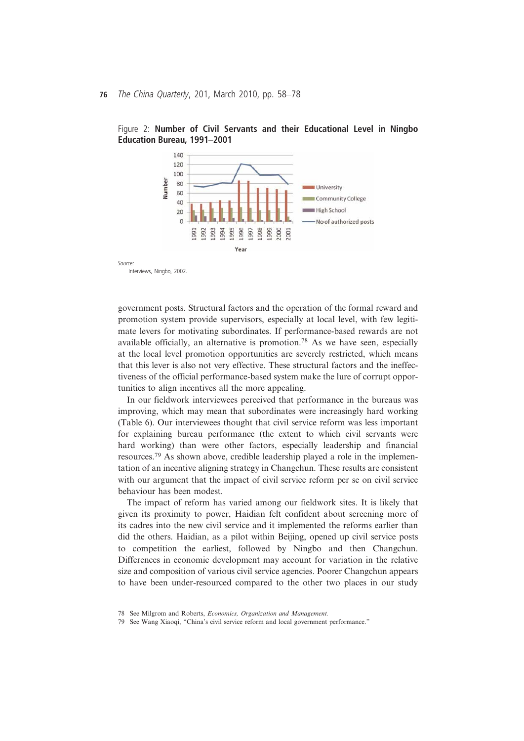Figure 2: **Number of Civil Servants and their Educational Level in Ningbo Education Bureau, 1991–2001**

*Source:*
Interviews, Ningbo, 2002.

government posts. Structural factors and the operation of the formal reward and promotion system provide supervisors, especially at local level, with few legitimate levers for motivating subordinates. If performance-based rewards are not available officially, an alternative is promotion.[78] As we have seen, especially at the local level promotion opportunities are severely restricted, which means that this lever is also not very effective. These structural factors and the ineffectiveness of the official performance-based system make the lure of corrupt opportunities to align incentives all the more appealing.

In our fieldwork interviewees perceived that performance in the bureaus was improving, which may mean that subordinates were increasingly hard working (Table 6). Our interviewees thought that civil service reform was less important for explaining bureau performance (the extent to which civil servants were hard working) than were other factors, especially leadership and financial resources.[79] As shown above, credible leadership played a role in the implementation of an incentive aligning strategy in Changchun. These results are consistent with our argument that the impact of civil service reform per se on civil service behaviour has been modest.

The impact of reform has varied among our fieldwork sites. It is likely that given its proximity to power, Haidian felt confident about screening more of its cadres into the new civil service and it implemented the reforms earlier than did the others. Haidian, as a pilot within Beijing, opened up civil service posts to competition the earliest, followed by Ningbo and then Changchun. Differences in economic development may account for variation in the relative size and composition of various civil service agencies. Poorer Changchun appears to have been under-resourced compared to the other two places in our study

78 See Milgrom and Roberts, *Economics, Organization and Management.*

79 See Wang Xiaoqi, "China's civil service reform and local government performance."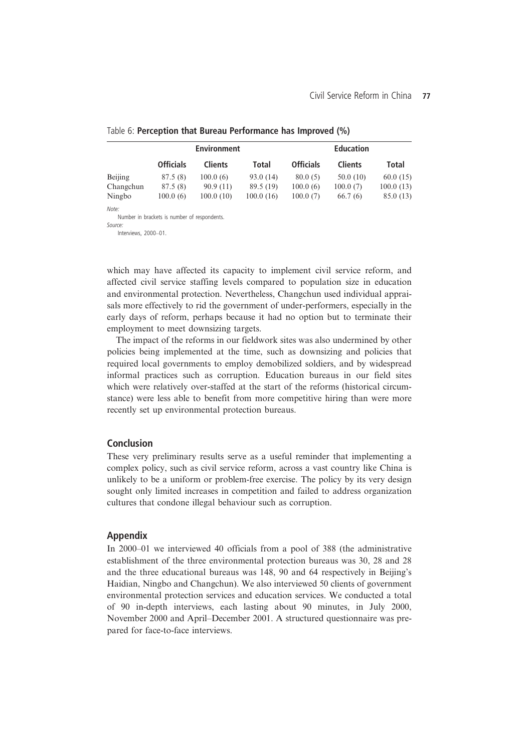Table 6: **Perception that Bureau Performance has Improved (%)**

| | Environment | | | Education | | |
|---|---|---|---|---|---|---|
| | **Officials** | **Clients** | **Total** | **Officials** | **Clients** | **Total** |
| Beijing | 87.5 (8) | 100.0 (6) | 93.0 (14) | 80.0 (5) | 50.0 (10) | 60.0 (15) |
| Changchun | 87.5 (8) | 90.9 (11) | 89.5 (19) | 100.0 (6) | 100.0 (7) | 100.0 (13) |
| Ningbo | 100.0 (6) | 100.0 (10) | 100.0 (16) | 100.0 (7) | 66.7 (6) | 85.0 (13) |

*Note:*
Number in brackets is number of respondents.
*Source:*
Interviews, 2000–01.

which may have affected its capacity to implement civil service reform, and affected civil service staffing levels compared to population size in education and environmental protection. Nevertheless, Changchun used individual appraisals more effectively to rid the government of under-performers, especially in the early days of reform, perhaps because it had no option but to terminate their employment to meet downsizing targets.

The impact of the reforms in our fieldwork sites was also undermined by other policies being implemented at the time, such as downsizing and policies that required local governments to employ demobilized soldiers, and by widespread informal practices such as corruption. Education bureaus in our field sites which were relatively over-staffed at the start of the reforms (historical circumstance) were less able to benefit from more competitive hiring than were more recently set up environmental protection bureaus.

## Conclusion

These very preliminary results serve as a useful reminder that implementing a complex policy, such as civil service reform, across a vast country like China is unlikely to be a uniform or problem-free exercise. The policy by its very design sought only limited increases in competition and failed to address organization cultures that condone illegal behaviour such as corruption.

## Appendix

In 2000–01 we interviewed 40 officials from a pool of 388 (the administrative establishment of the three environmental protection bureaus was 30, 28 and 28 and the three educational bureaus was 148, 90 and 64 respectively in Beijing's Haidian, Ningbo and Changchun). We also interviewed 50 clients of government environmental protection services and education services. We conducted a total of 90 in-depth interviews, each lasting about 90 minutes, in July 2000, November 2000 and April–December 2001. A structured questionnaire was prepared for face-to-face interviews.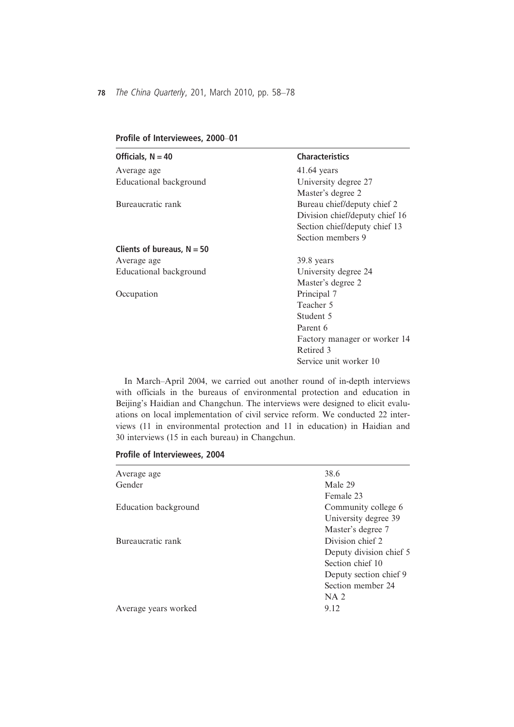**Profile of Interviewees, 2000–01**

| **Officials, N = 40** | **Characteristics** |
|---|---|
| Average age | 41.64 years |
| Educational background | University degree 27 |
| | Master's degree 2 |
| Bureaucratic rank | Bureau chief/deputy chief 2 |
| | Division chief/deputy chief 16 |
| | Section chief/deputy chief 13 |
| | Section members 9 |
| **Clients of bureaus, N = 50** | |
| Average age | 39.8 years |
| Educational background | University degree 24 |
| | Master's degree 2 |
| Occupation | Principal 7 |
| | Teacher 5 |
| | Student 5 |
| | Parent 6 |
| | Factory manager or worker 14 |
| | Retired 3 |
| | Service unit worker 10 |

In March–April 2004, we carried out another round of in-depth interviews with officials in the bureaus of environmental protection and education in Beijing's Haidian and Changchun. The interviews were designed to elicit evaluations on local implementation of civil service reform. We conducted 22 interviews (11 in environmental protection and 11 in education) in Haidian and 30 interviews (15 in each bureau) in Changchun.

**Profile of Interviewees, 2004**

| | |
|---|---|
| Average age | 38.6 |
| Gender | Male 29 |
| | Female 23 |
| Education background | Community college 6 |
| | University degree 39 |
| | Master's degree 7 |
| Bureaucratic rank | Division chief 2 |
| | Deputy division chief 5 |
| | Section chief 10 |
| | Deputy section chief 9 |
| | Section member 24 |
| | NA 2 |
| Average years worked | 9.12 |